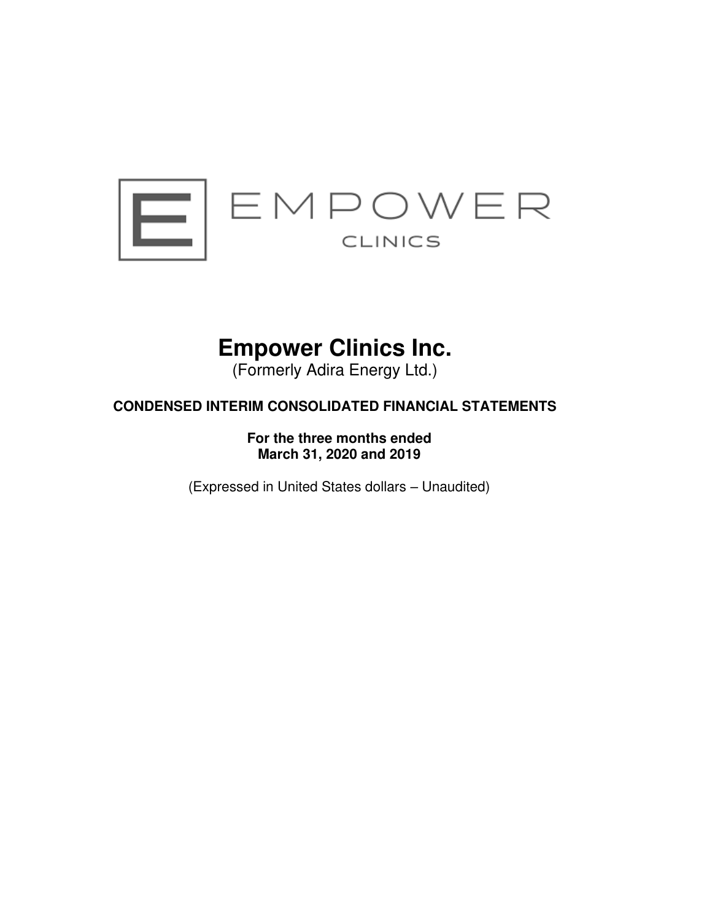EMPOWER

CLINICS

# Empower Clinics Inc.

(Formerly Adira Energy Ltd.)

**CONDENSED INTERIM CONSOLIDATED FINANCIAL STATEMENTS**

**For the three months ended**
**March 31, 2020 and 2019**

(Expressed in United States dollars – Unaudited)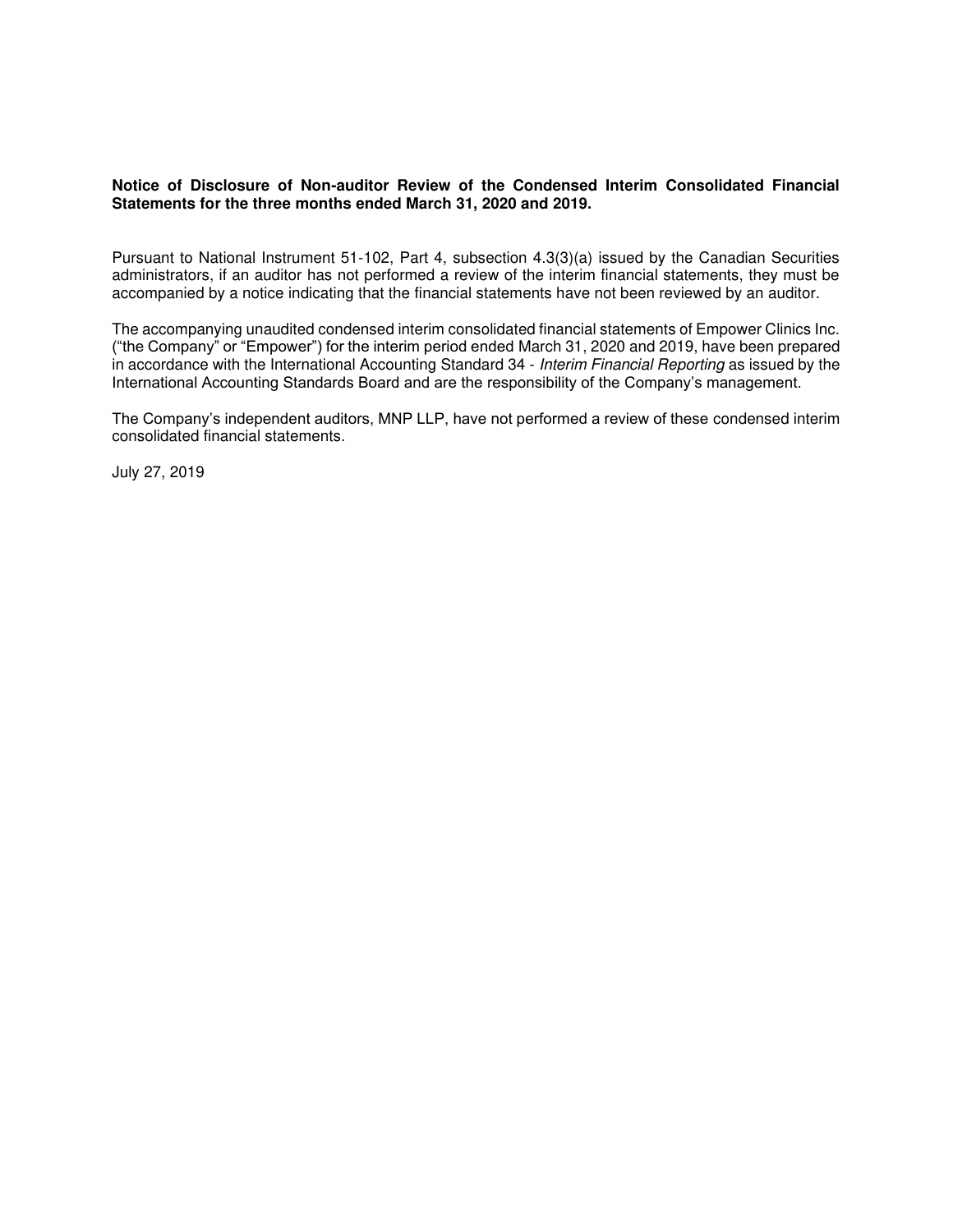**Notice of Disclosure of Non-auditor Review of the Condensed Interim Consolidated Financial Statements for the three months ended March 31, 2020 and 2019.**

Pursuant to National Instrument 51-102, Part 4, subsection 4.3(3)(a) issued by the Canadian Securities administrators, if an auditor has not performed a review of the interim financial statements, they must be accompanied by a notice indicating that the financial statements have not been reviewed by an auditor.

The accompanying unaudited condensed interim consolidated financial statements of Empower Clinics Inc. ("the Company" or "Empower") for the interim period ended March 31, 2020 and 2019, have been prepared in accordance with the International Accounting Standard 34 - *Interim Financial Reporting* as issued by the International Accounting Standards Board and are the responsibility of the Company's management.

The Company's independent auditors, MNP LLP, have not performed a review of these condensed interim consolidated financial statements.

July 27, 2019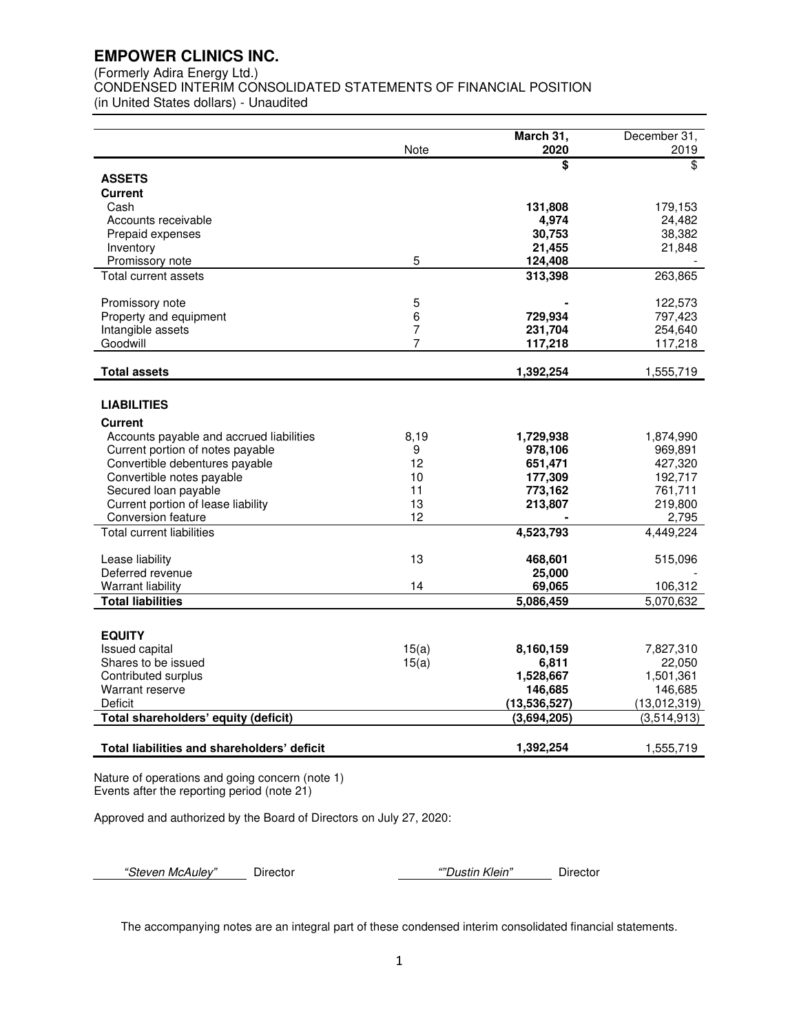# EMPOWER CLINICS INC.

(Formerly Adira Energy Ltd.)
CONDENSED INTERIM CONSOLIDATED STATEMENTS OF FINANCIAL POSITION
(in United States dollars) - Unaudited

| | Note | March 31, 2020 | December 31, 2019 |
|---|---|---|---|
| | | **$** | $ |
| **ASSETS** | | | |
| **Current** | | | |
| Cash | | **131,808** | 179,153 |
| Accounts receivable | | **4,974** | 24,482 |
| Prepaid expenses | | **30,753** | 38,382 |
| Inventory | | **21,455** | 21,848 |
| Promissory note | 5 | **124,408** | - |
| Total current assets | | **313,398** | 263,865 |
| | | | |
| Promissory note | 5 | **-** | 122,573 |
| Property and equipment | 6 | **729,934** | 797,423 |
| Intangible assets | 7 | **231,704** | 254,640 |
| Goodwill | 7 | **117,218** | 117,218 |
| | | | |
| **Total assets** | | **1,392,254** | 1,555,719 |
| | | | |
| **LIABILITIES** | | | |
| **Current** | | | |
| Accounts payable and accrued liabilities | 8,19 | **1,729,938** | 1,874,990 |
| Current portion of notes payable | 9 | **978,106** | 969,891 |
| Convertible debentures payable | 12 | **651,471** | 427,320 |
| Convertible notes payable | 10 | **177,309** | 192,717 |
| Secured loan payable | 11 | **773,162** | 761,711 |
| Current portion of lease liability | 13 | **213,807** | 219,800 |
| Conversion feature | 12 | **-** | 2,795 |
| Total current liabilities | | **4,523,793** | 4,449,224 |
| | | | |
| Lease liability | 13 | **468,601** | 515,096 |
| Deferred revenue | | **25,000** | - |
| Warrant liability | 14 | **69,065** | 106,312 |
| **Total liabilities** | | **5,086,459** | 5,070,632 |
| | | | |
| **EQUITY** | | | |
| Issued capital | 15(a) | **8,160,159** | 7,827,310 |
| Shares to be issued | 15(a) | **6,811** | 22,050 |
| Contributed surplus | | **1,528,667** | 1,501,361 |
| Warrant reserve | | **146,685** | 146,685 |
| Deficit | | **(13,536,527)** | (13,012,319) |
| **Total shareholders' equity (deficit)** | | **(3,694,205)** | (3,514,913) |
| | | | |
| **Total liabilities and shareholders' deficit** | | **1,392,254** | 1,555,719 |

Nature of operations and going concern (note 1)
Events after the reporting period (note 21)

Approved and authorized by the Board of Directors on July 27, 2020:

*"Steven McAuley"* Director                *""Dustin Klein"* Director

The accompanying notes are an integral part of these condensed interim consolidated financial statements.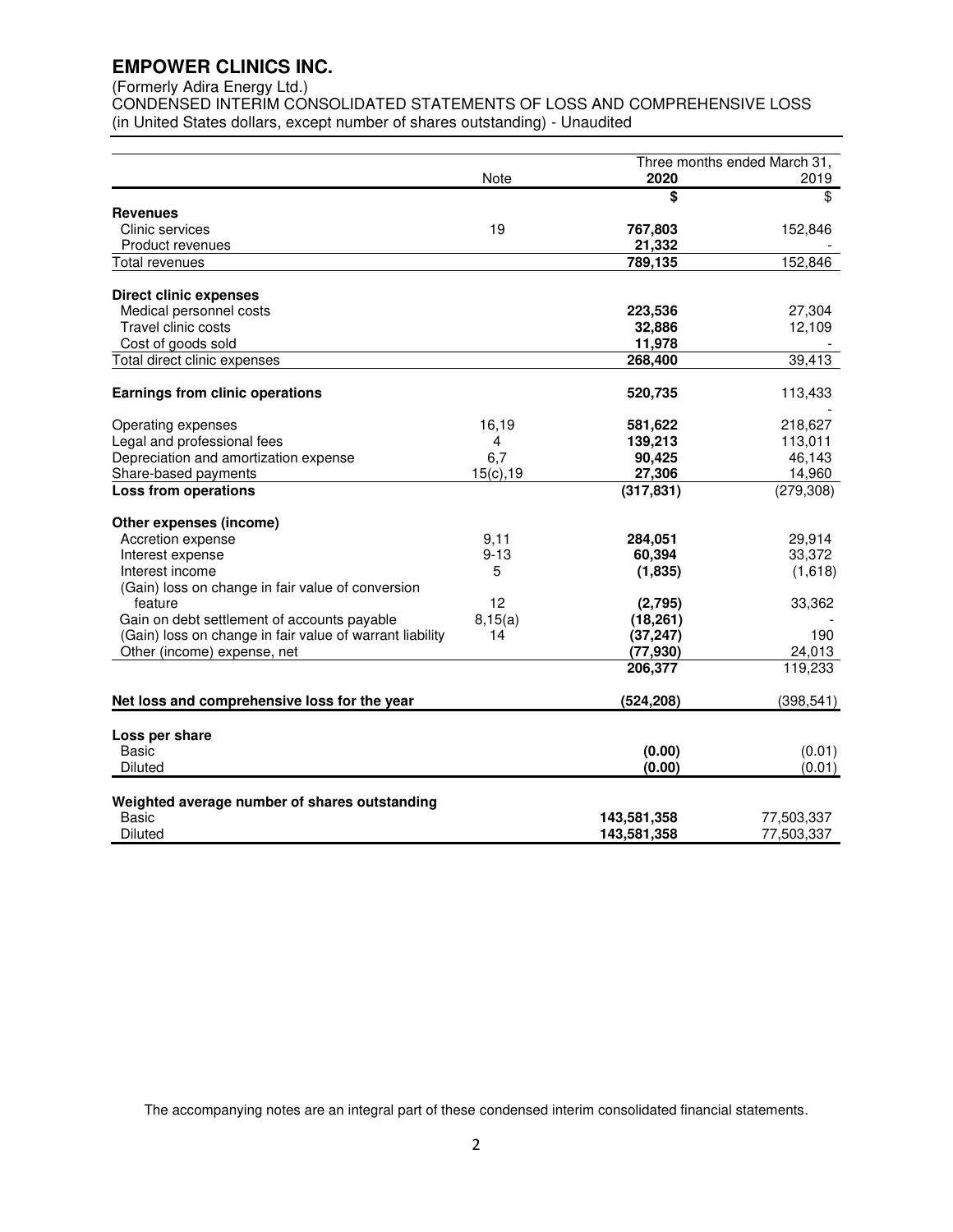# EMPOWER CLINICS INC.

(Formerly Adira Energy Ltd.)
CONDENSED INTERIM CONSOLIDATED STATEMENTS OF LOSS AND COMPREHENSIVE LOSS
(in United States dollars, except number of shares outstanding) - Unaudited

| | Note | Three months ended March 31, 2020 | 2019 |
|---|---|---|---|
| | | **$** | $ |
| **Revenues** | | | |
| Clinic services | 19 | **767,803** | 152,846 |
| Product revenues | | **21,332** | - |
| Total revenues | | **789,135** | 152,846 |
| | | | |
| **Direct clinic expenses** | | | |
| Medical personnel costs | | **223,536** | 27,304 |
| Travel clinic costs | | **32,886** | 12,109 |
| Cost of goods sold | | **11,978** | - |
| Total direct clinic expenses | | **268,400** | 39,413 |
| | | | |
| **Earnings from clinic operations** | | **520,735** | 113,433 |
| | | | - |
| Operating expenses | 16,19 | **581,622** | 218,627 |
| Legal and professional fees | 4 | **139,213** | 113,011 |
| Depreciation and amortization expense | 6,7 | **90,425** | 46,143 |
| Share-based payments | 15(c),19 | **27,306** | 14,960 |
| **Loss from operations** | | **(317,831)** | (279,308) |
| | | | |
| **Other expenses (income)** | | | |
| Accretion expense | 9,11 | **284,051** | 29,914 |
| Interest expense | 9-13 | **60,394** | 33,372 |
| Interest income | 5 | **(1,835)** | (1,618) |
| (Gain) loss on change in fair value of conversion feature | 12 | **(2,795)** | 33,362 |
| Gain on debt settlement of accounts payable | 8,15(a) | **(18,261)** | - |
| (Gain) loss on change in fair value of warrant liability | 14 | **(37,247)** | 190 |
| Other (income) expense, net | | **(77,930)** | 24,013 |
| | | **206,377** | 119,233 |
| | | | |
| **Net loss and comprehensive loss for the year** | | **(524,208)** | (398,541) |
| | | | |
| **Loss per share** | | | |
| Basic | | **(0.00)** | (0.01) |
| Diluted | | **(0.00)** | (0.01) |
| | | | |
| **Weighted average number of shares outstanding** | | | |
| Basic | | **143,581,358** | 77,503,337 |
| Diluted | | **143,581,358** | 77,503,337 |

The accompanying notes are an integral part of these condensed interim consolidated financial statements.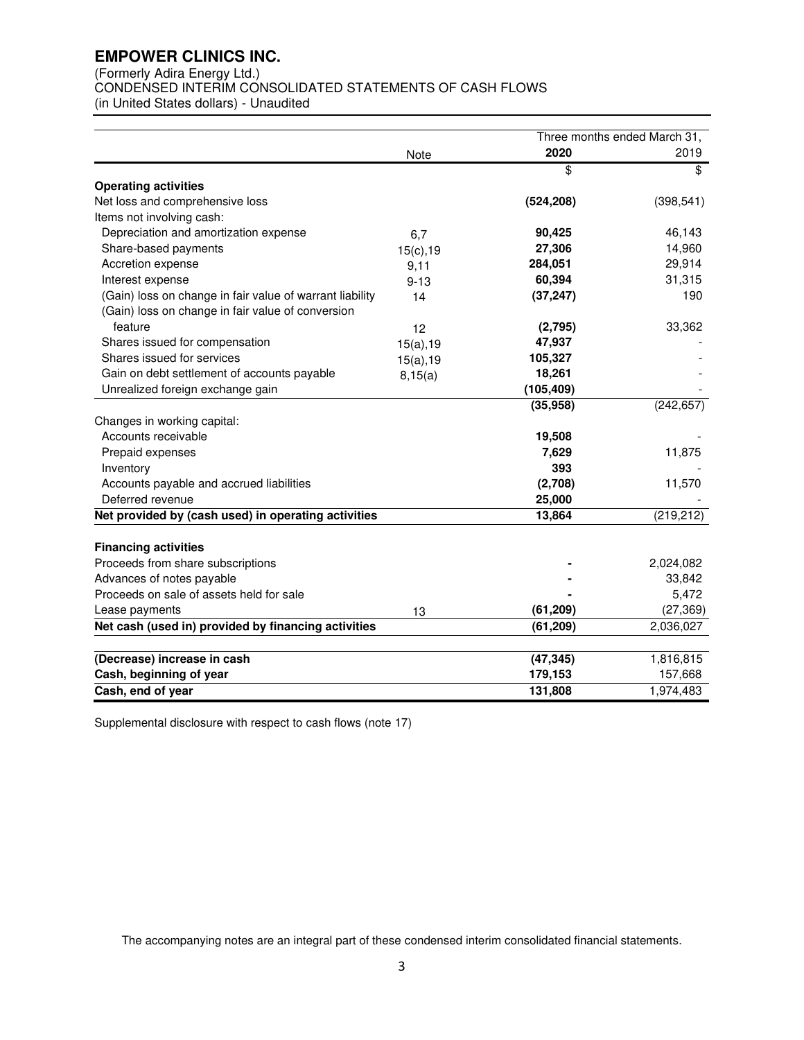# EMPOWER CLINICS INC.

(Formerly Adira Energy Ltd.)
CONDENSED INTERIM CONSOLIDATED STATEMENTS OF CASH FLOWS
(in United States dollars) - Unaudited

| | Note | Three months ended March 31, | |
|---|---|---|---|
| | | **2020** | 2019 |
| | | $ | $ |
| **Operating activities** | | | |
| Net loss and comprehensive loss | | **(524,208)** | (398,541) |
| Items not involving cash: | | | |
| Depreciation and amortization expense | 6,7 | **90,425** | 46,143 |
| Share-based payments | 15(c),19 | **27,306** | 14,960 |
| Accretion expense | 9,11 | **284,051** | 29,914 |
| Interest expense | 9-13 | **60,394** | 31,315 |
| (Gain) loss on change in fair value of warrant liability | 14 | **(37,247)** | 190 |
| (Gain) loss on change in fair value of conversion feature | 12 | **(2,795)** | 33,362 |
| Shares issued for compensation | 15(a),19 | **47,937** | - |
| Shares issued for services | 15(a),19 | **105,327** | - |
| Gain on debt settlement of accounts payable | 8,15(a) | **18,261** | - |
| Unrealized foreign exchange gain | | **(105,409)** | - |
| | | **(35,958)** | (242,657) |
| Changes in working capital: | | | |
| Accounts receivable | | **19,508** | - |
| Prepaid expenses | | **7,629** | 11,875 |
| Inventory | | **393** | - |
| Accounts payable and accrued liabilities | | **(2,708)** | 11,570 |
| Deferred revenue | | **25,000** | - |
| **Net provided by (cash used) in operating activities** | | **13,864** | (219,212) |
| **Financing activities** | | | |
| Proceeds from share subscriptions | | **-** | 2,024,082 |
| Advances of notes payable | | **-** | 33,842 |
| Proceeds on sale of assets held for sale | | **-** | 5,472 |
| Lease payments | 13 | **(61,209)** | (27,369) |
| **Net cash (used in) provided by financing activities** | | **(61,209)** | 2,036,027 |
| **(Decrease) increase in cash** | | **(47,345)** | 1,816,815 |
| **Cash, beginning of year** | | **179,153** | 157,668 |
| **Cash, end of year** | | **131,808** | 1,974,483 |

Supplemental disclosure with respect to cash flows (note 17)

The accompanying notes are an integral part of these condensed interim consolidated financial statements.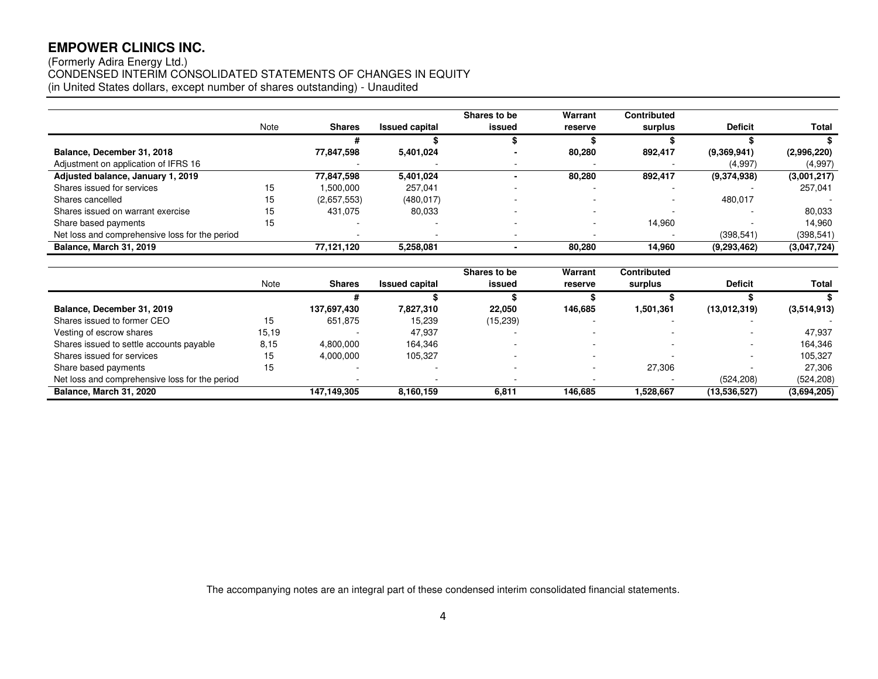# EMPOWER CLINICS INC.

(Formerly Adira Energy Ltd.)
CONDENSED INTERIM CONSOLIDATED STATEMENTS OF CHANGES IN EQUITY
(in United States dollars, except number of shares outstanding) - Unaudited

| | Note | Shares | Issued capital | Shares to be issued | Warrant reserve | Contributed surplus | Deficit | Total |
|---|---|---|---|---|---|---|---|---|
| | | # | $ | $ | $ | $ | $ | $ |
| **Balance, December 31, 2018** | | **77,847,598** | **5,401,024** | **-** | **80,280** | **892,417** | **(9,369,941)** | **(2,996,220)** |
| Adjustment on application of IFRS 16 | | - | - | - | - | - | (4,997) | (4,997) |
| **Adjusted balance, January 1, 2019** | | **77,847,598** | **5,401,024** | **-** | **80,280** | **892,417** | **(9,374,938)** | **(3,001,217)** |
| Shares issued for services | 15 | 1,500,000 | 257,041 | - | - | - | - | 257,041 |
| Shares cancelled | 15 | (2,657,553) | (480,017) | - | - | - | 480,017 | - |
| Shares issued on warrant exercise | 15 | 431,075 | 80,033 | - | - | - | - | 80,033 |
| Share based payments | 15 | - | - | - | - | 14,960 | - | 14,960 |
| Net loss and comprehensive loss for the period | | - | - | - | - | - | (398,541) | (398,541) |
| **Balance, March 31, 2019** | | **77,121,120** | **5,258,081** | **-** | **80,280** | **14,960** | **(9,293,462)** | **(3,047,724)** |

| | Note | Shares | Issued capital | Shares to be issued | Warrant reserve | Contributed surplus | Deficit | Total |
|---|---|---|---|---|---|---|---|---|
| | | # | $ | $ | $ | $ | $ | $ |
| **Balance, December 31, 2019** | | **137,697,430** | **7,827,310** | **22,050** | **146,685** | **1,501,361** | **(13,012,319)** | **(3,514,913)** |
| Shares issued to former CEO | 15 | 651,875 | 15,239 | (15,239) | - | - | - | - |
| Vesting of escrow shares | 15,19 | - | 47,937 | - | - | - | - | 47,937 |
| Shares issued to settle accounts payable | 8,15 | 4,800,000 | 164,346 | - | - | - | - | 164,346 |
| Shares issued for services | 15 | 4,000,000 | 105,327 | - | - | - | - | 105,327 |
| Share based payments | 15 | - | - | - | - | 27,306 | - | 27,306 |
| Net loss and comprehensive loss for the period | | - | - | - | - | - | (524,208) | (524,208) |
| **Balance, March 31, 2020** | | **147,149,305** | **8,160,159** | **6,811** | **146,685** | **1,528,667** | **(13,536,527)** | **(3,694,205)** |

The accompanying notes are an integral part of these condensed interim consolidated financial statements.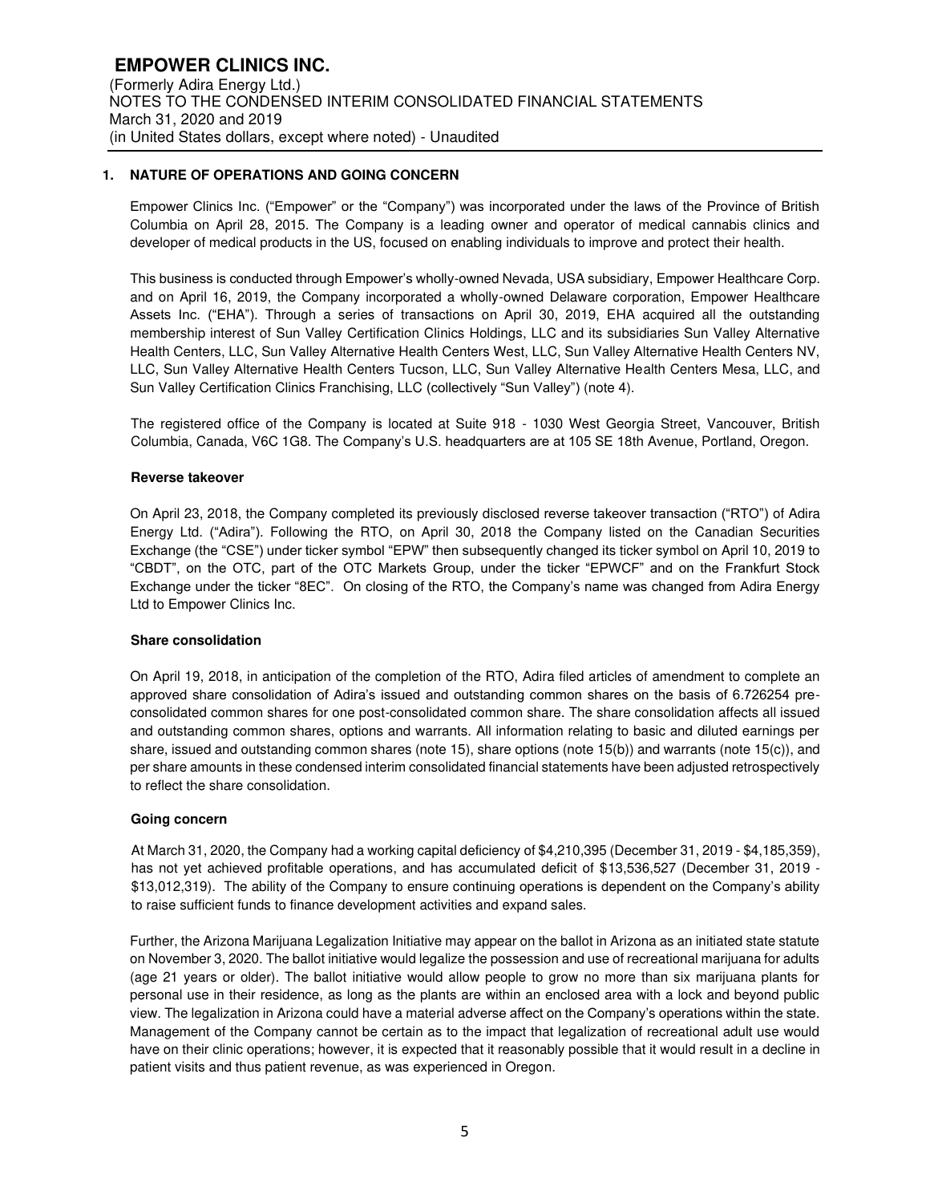# EMPOWER CLINICS INC.

(Formerly Adira Energy Ltd.)
NOTES TO THE CONDENSED INTERIM CONSOLIDATED FINANCIAL STATEMENTS
March 31, 2020 and 2019
(in United States dollars, except where noted) - Unaudited

## 1. NATURE OF OPERATIONS AND GOING CONCERN

Empower Clinics Inc. ("Empower" or the "Company") was incorporated under the laws of the Province of British Columbia on April 28, 2015. The Company is a leading owner and operator of medical cannabis clinics and developer of medical products in the US, focused on enabling individuals to improve and protect their health.

This business is conducted through Empower's wholly-owned Nevada, USA subsidiary, Empower Healthcare Corp. and on April 16, 2019, the Company incorporated a wholly-owned Delaware corporation, Empower Healthcare Assets Inc. ("EHA"). Through a series of transactions on April 30, 2019, EHA acquired all the outstanding membership interest of Sun Valley Certification Clinics Holdings, LLC and its subsidiaries Sun Valley Alternative Health Centers, LLC, Sun Valley Alternative Health Centers West, LLC, Sun Valley Alternative Health Centers NV, LLC, Sun Valley Alternative Health Centers Tucson, LLC, Sun Valley Alternative Health Centers Mesa, LLC, and Sun Valley Certification Clinics Franchising, LLC (collectively "Sun Valley") (note 4).

The registered office of the Company is located at Suite 918 - 1030 West Georgia Street, Vancouver, British Columbia, Canada, V6C 1G8. The Company's U.S. headquarters are at 105 SE 18th Avenue, Portland, Oregon.

### Reverse takeover

On April 23, 2018, the Company completed its previously disclosed reverse takeover transaction ("RTO") of Adira Energy Ltd. ("Adira"). Following the RTO, on April 30, 2018 the Company listed on the Canadian Securities Exchange (the "CSE") under ticker symbol "EPW" then subsequently changed its ticker symbol on April 10, 2019 to "CBDT", on the OTC, part of the OTC Markets Group, under the ticker "EPWCF" and on the Frankfurt Stock Exchange under the ticker "8EC". On closing of the RTO, the Company's name was changed from Adira Energy Ltd to Empower Clinics Inc.

### Share consolidation

On April 19, 2018, in anticipation of the completion of the RTO, Adira filed articles of amendment to complete an approved share consolidation of Adira's issued and outstanding common shares on the basis of 6.726254 pre-consolidated common shares for one post-consolidated common share. The share consolidation affects all issued and outstanding common shares, options and warrants. All information relating to basic and diluted earnings per share, issued and outstanding common shares (note 15), share options (note 15(b)) and warrants (note 15(c)), and per share amounts in these condensed interim consolidated financial statements have been adjusted retrospectively to reflect the share consolidation.

### Going concern

At March 31, 2020, the Company had a working capital deficiency of $4,210,395 (December 31, 2019 - $4,185,359), has not yet achieved profitable operations, and has accumulated deficit of $13,536,527 (December 31, 2019 - $13,012,319). The ability of the Company to ensure continuing operations is dependent on the Company's ability to raise sufficient funds to finance development activities and expand sales.

Further, the Arizona Marijuana Legalization Initiative may appear on the ballot in Arizona as an initiated state statute on November 3, 2020. The ballot initiative would legalize the possession and use of recreational marijuana for adults (age 21 years or older). The ballot initiative would allow people to grow no more than six marijuana plants for personal use in their residence, as long as the plants are within an enclosed area with a lock and beyond public view. The legalization in Arizona could have a material adverse affect on the Company's operations within the state. Management of the Company cannot be certain as to the impact that legalization of recreational adult use would have on their clinic operations; however, it is expected that it reasonably possible that it would result in a decline in patient visits and thus patient revenue, as was experienced in Oregon.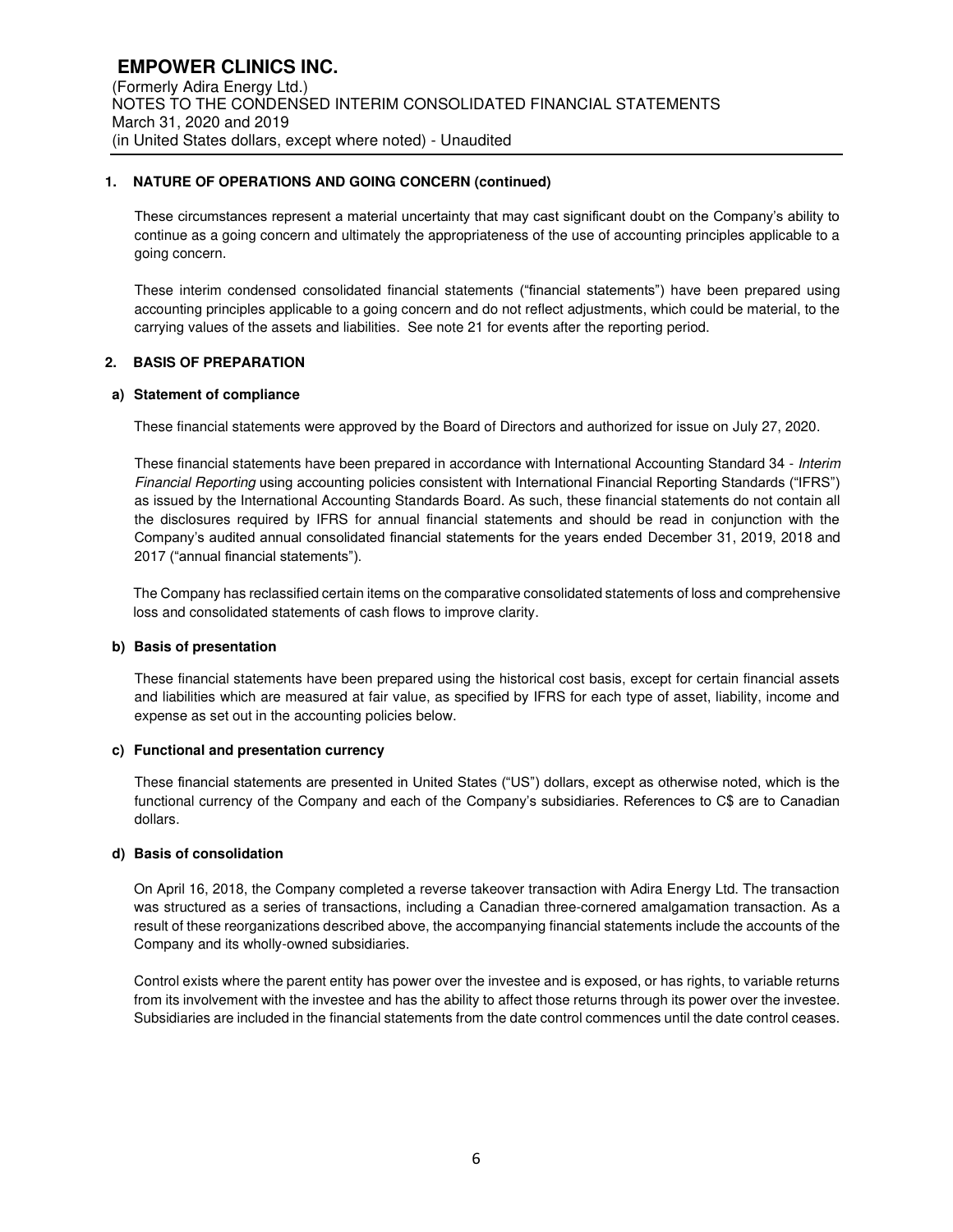## 1. NATURE OF OPERATIONS AND GOING CONCERN (continued)

These circumstances represent a material uncertainty that may cast significant doubt on the Company's ability to continue as a going concern and ultimately the appropriateness of the use of accounting principles applicable to a going concern.

These interim condensed consolidated financial statements ("financial statements") have been prepared using accounting principles applicable to a going concern and do not reflect adjustments, which could be material, to the carrying values of the assets and liabilities. See note 21 for events after the reporting period.

## 2. BASIS OF PREPARATION

### a) Statement of compliance

These financial statements were approved by the Board of Directors and authorized for issue on July 27, 2020.

These financial statements have been prepared in accordance with International Accounting Standard 34 - *Interim Financial Reporting* using accounting policies consistent with International Financial Reporting Standards ("IFRS") as issued by the International Accounting Standards Board. As such, these financial statements do not contain all the disclosures required by IFRS for annual financial statements and should be read in conjunction with the Company's audited annual consolidated financial statements for the years ended December 31, 2019, 2018 and 2017 ("annual financial statements").

The Company has reclassified certain items on the comparative consolidated statements of loss and comprehensive loss and consolidated statements of cash flows to improve clarity.

### b) Basis of presentation

These financial statements have been prepared using the historical cost basis, except for certain financial assets and liabilities which are measured at fair value, as specified by IFRS for each type of asset, liability, income and expense as set out in the accounting policies below.

### c) Functional and presentation currency

These financial statements are presented in United States ("US") dollars, except as otherwise noted, which is the functional currency of the Company and each of the Company's subsidiaries. References to C$ are to Canadian dollars.

### d) Basis of consolidation

On April 16, 2018, the Company completed a reverse takeover transaction with Adira Energy Ltd. The transaction was structured as a series of transactions, including a Canadian three-cornered amalgamation transaction. As a result of these reorganizations described above, the accompanying financial statements include the accounts of the Company and its wholly-owned subsidiaries.

Control exists where the parent entity has power over the investee and is exposed, or has rights, to variable returns from its involvement with the investee and has the ability to affect those returns through its power over the investee. Subsidiaries are included in the financial statements from the date control commences until the date control ceases.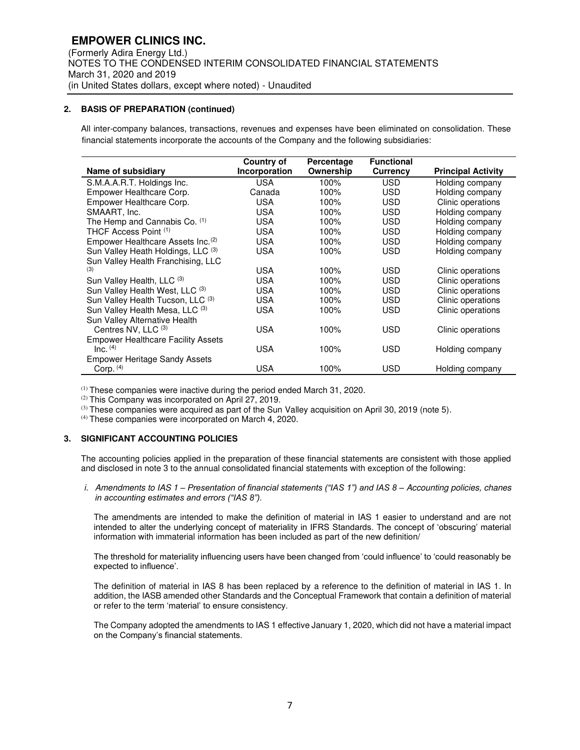## 2. BASIS OF PREPARATION (continued)

All inter-company balances, transactions, revenues and expenses have been eliminated on consolidation. These financial statements incorporate the accounts of the Company and the following subsidiaries:

| Name of subsidiary | Country of Incorporation | Percentage Ownership | Functional Currency | Principal Activity |
|---|---|---|---|---|
| S.M.A.A.R.T. Holdings Inc. | USA | 100% | USD | Holding company |
| Empower Healthcare Corp. | Canada | 100% | USD | Holding company |
| Empower Healthcare Corp. | USA | 100% | USD | Clinic operations |
| SMAART, Inc. | USA | 100% | USD | Holding company |
| The Hemp and Cannabis Co. (1) | USA | 100% | USD | Holding company |
| THCF Access Point (1) | USA | 100% | USD | Holding company |
| Empower Healthcare Assets Inc.(2) | USA | 100% | USD | Holding company |
| Sun Valley Heath Holdings, LLC (3) | USA | 100% | USD | Holding company |
| Sun Valley Health Franchising, LLC (3) | USA | 100% | USD | Clinic operations |
| Sun Valley Health, LLC (3) | USA | 100% | USD | Clinic operations |
| Sun Valley Health West, LLC (3) | USA | 100% | USD | Clinic operations |
| Sun Valley Health Tucson, LLC (3) | USA | 100% | USD | Clinic operations |
| Sun Valley Health Mesa, LLC (3) | USA | 100% | USD | Clinic operations |
| Sun Valley Alternative Health Centres NV, LLC (3) | USA | 100% | USD | Clinic operations |
| Empower Healthcare Facility Assets Inc. (4) | USA | 100% | USD | Holding company |
| Empower Heritage Sandy Assets Corp. (4) | USA | 100% | USD | Holding company |

(1) These companies were inactive during the period ended March 31, 2020.
(2) This Company was incorporated on April 27, 2019.
(3) These companies were acquired as part of the Sun Valley acquisition on April 30, 2019 (note 5).
(4) These companies were incorporated on March 4, 2020.

## 3. SIGNIFICANT ACCOUNTING POLICIES

The accounting policies applied in the preparation of these financial statements are consistent with those applied and disclosed in note 3 to the annual consolidated financial statements with exception of the following:

i. *Amendments to IAS 1 – Presentation of financial statements ("IAS 1") and IAS 8 – Accounting policies, chanes in accounting estimates and errors ("IAS 8").*

The amendments are intended to make the definition of material in IAS 1 easier to understand and are not intended to alter the underlying concept of materiality in IFRS Standards. The concept of 'obscuring' material information with immaterial information has been included as part of the new definition/

The threshold for materiality influencing users have been changed from 'could influence' to 'could reasonably be expected to influence'.

The definition of material in IAS 8 has been replaced by a reference to the definition of material in IAS 1. In addition, the IASB amended other Standards and the Conceptual Framework that contain a definition of material or refer to the term 'material' to ensure consistency.

The Company adopted the amendments to IAS 1 effective January 1, 2020, which did not have a material impact on the Company's financial statements.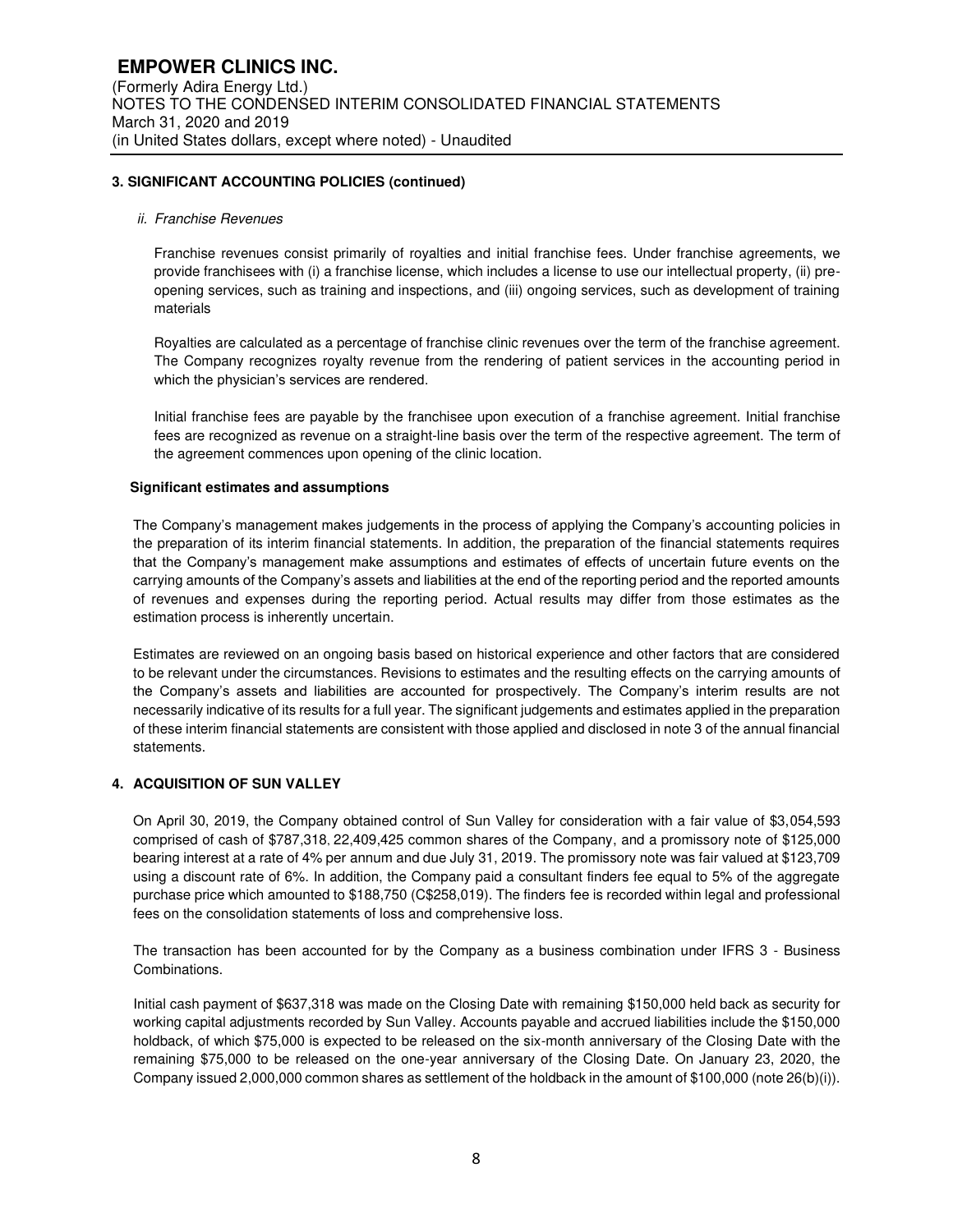## 3. SIGNIFICANT ACCOUNTING POLICIES (continued)

*ii. Franchise Revenues*

Franchise revenues consist primarily of royalties and initial franchise fees. Under franchise agreements, we provide franchisees with (i) a franchise license, which includes a license to use our intellectual property, (ii) pre-opening services, such as training and inspections, and (iii) ongoing services, such as development of training materials

Royalties are calculated as a percentage of franchise clinic revenues over the term of the franchise agreement. The Company recognizes royalty revenue from the rendering of patient services in the accounting period in which the physician's services are rendered.

Initial franchise fees are payable by the franchisee upon execution of a franchise agreement. Initial franchise fees are recognized as revenue on a straight-line basis over the term of the respective agreement. The term of the agreement commences upon opening of the clinic location.

### Significant estimates and assumptions

The Company's management makes judgements in the process of applying the Company's accounting policies in the preparation of its interim financial statements. In addition, the preparation of the financial statements requires that the Company's management make assumptions and estimates of effects of uncertain future events on the carrying amounts of the Company's assets and liabilities at the end of the reporting period and the reported amounts of revenues and expenses during the reporting period. Actual results may differ from those estimates as the estimation process is inherently uncertain.

Estimates are reviewed on an ongoing basis based on historical experience and other factors that are considered to be relevant under the circumstances. Revisions to estimates and the resulting effects on the carrying amounts of the Company's assets and liabilities are accounted for prospectively. The Company's interim results are not necessarily indicative of its results for a full year. The significant judgements and estimates applied in the preparation of these interim financial statements are consistent with those applied and disclosed in note 3 of the annual financial statements.

## 4. ACQUISITION OF SUN VALLEY

On April 30, 2019, the Company obtained control of Sun Valley for consideration with a fair value of $3,054,593 comprised of cash of $787,318, 22,409,425 common shares of the Company, and a promissory note of $125,000 bearing interest at a rate of 4% per annum and due July 31, 2019. The promissory note was fair valued at $123,709 using a discount rate of 6%. In addition, the Company paid a consultant finders fee equal to 5% of the aggregate purchase price which amounted to $188,750 (C$258,019). The finders fee is recorded within legal and professional fees on the consolidation statements of loss and comprehensive loss.

The transaction has been accounted for by the Company as a business combination under IFRS 3 - Business Combinations.

Initial cash payment of $637,318 was made on the Closing Date with remaining $150,000 held back as security for working capital adjustments recorded by Sun Valley. Accounts payable and accrued liabilities include the $150,000 holdback, of which $75,000 is expected to be released on the six-month anniversary of the Closing Date with the remaining $75,000 to be released on the one-year anniversary of the Closing Date. On January 23, 2020, the Company issued 2,000,000 common shares as settlement of the holdback in the amount of $100,000 (note 26(b)(i)).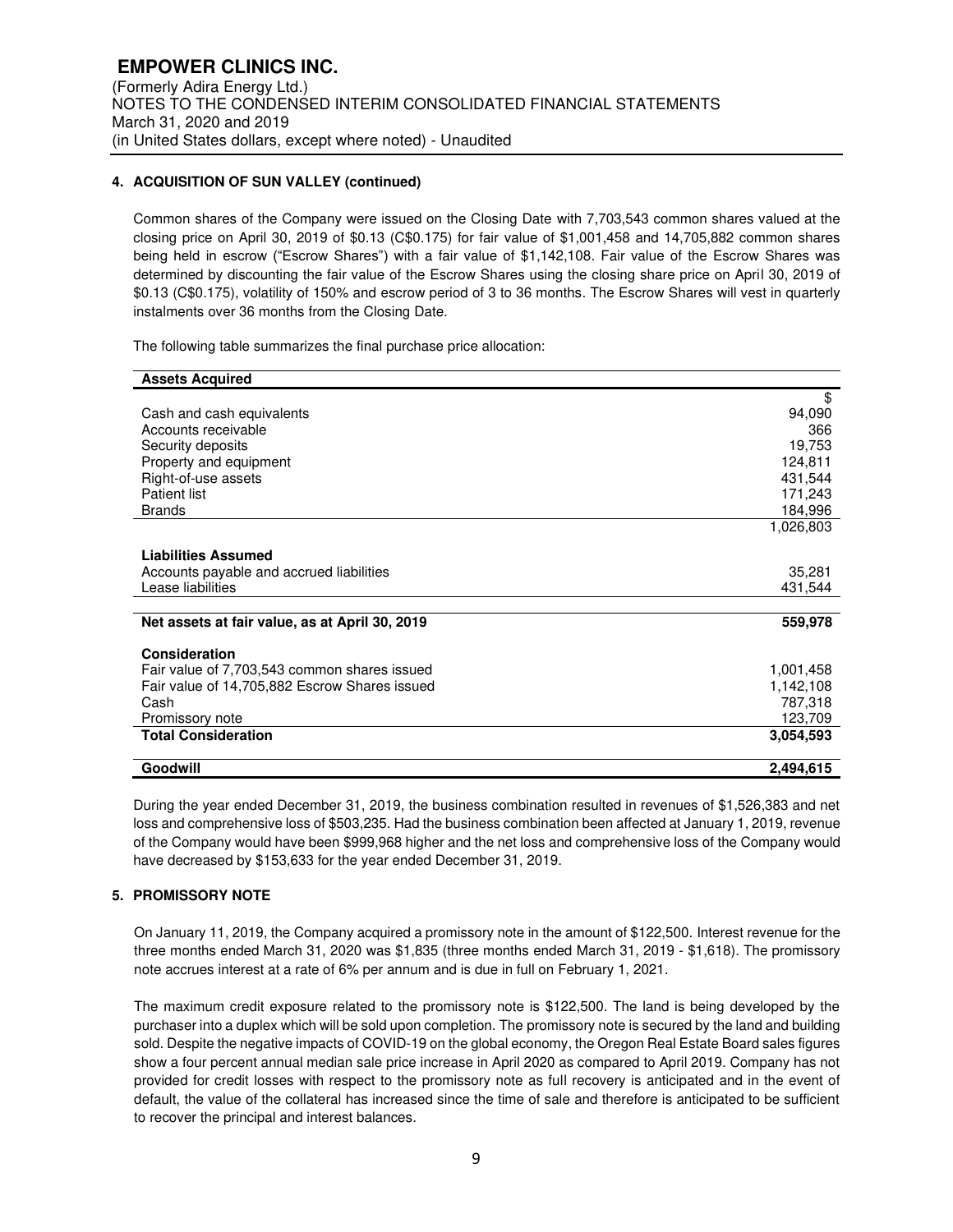## 4. ACQUISITION OF SUN VALLEY (continued)

Common shares of the Company were issued on the Closing Date with 7,703,543 common shares valued at the closing price on April 30, 2019 of $0.13 (C$0.175) for fair value of $1,001,458 and 14,705,882 common shares being held in escrow ("Escrow Shares") with a fair value of $1,142,108. Fair value of the Escrow Shares was determined by discounting the fair value of the Escrow Shares using the closing share price on April 30, 2019 of $0.13 (C$0.175), volatility of 150% and escrow period of 3 to 36 months. The Escrow Shares will vest in quarterly instalments over 36 months from the Closing Date.

The following table summarizes the final purchase price allocation:

| **Assets Acquired** | |
|---|---|
| | $ |
| Cash and cash equivalents | 94,090 |
| Accounts receivable | 366 |
| Security deposits | 19,753 |
| Property and equipment | 124,811 |
| Right-of-use assets | 431,544 |
| Patient list | 171,243 |
| Brands | 184,996 |
| | 1,026,803 |
| **Liabilities Assumed** | |
| Accounts payable and accrued liabilities | 35,281 |
| Lease liabilities | 431,544 |
| **Net assets at fair value, as at April 30, 2019** | **559,978** |
| **Consideration** | |
| Fair value of 7,703,543 common shares issued | 1,001,458 |
| Fair value of 14,705,882 Escrow Shares issued | 1,142,108 |
| Cash | 787,318 |
| Promissory note | 123,709 |
| **Total Consideration** | **3,054,593** |
| **Goodwill** | **2,494,615** |

During the year ended December 31, 2019, the business combination resulted in revenues of $1,526,383 and net loss and comprehensive loss of $503,235. Had the business combination been affected at January 1, 2019, revenue of the Company would have been $999,968 higher and the net loss and comprehensive loss of the Company would have decreased by $153,633 for the year ended December 31, 2019.

## 5. PROMISSORY NOTE

On January 11, 2019, the Company acquired a promissory note in the amount of $122,500. Interest revenue for the three months ended March 31, 2020 was $1,835 (three months ended March 31, 2019 - $1,618). The promissory note accrues interest at a rate of 6% per annum and is due in full on February 1, 2021.

The maximum credit exposure related to the promissory note is $122,500. The land is being developed by the purchaser into a duplex which will be sold upon completion. The promissory note is secured by the land and building sold. Despite the negative impacts of COVID-19 on the global economy, the Oregon Real Estate Board sales figures show a four percent annual median sale price increase in April 2020 as compared to April 2019. Company has not provided for credit losses with respect to the promissory note as full recovery is anticipated and in the event of default, the value of the collateral has increased since the time of sale and therefore is anticipated to be sufficient to recover the principal and interest balances.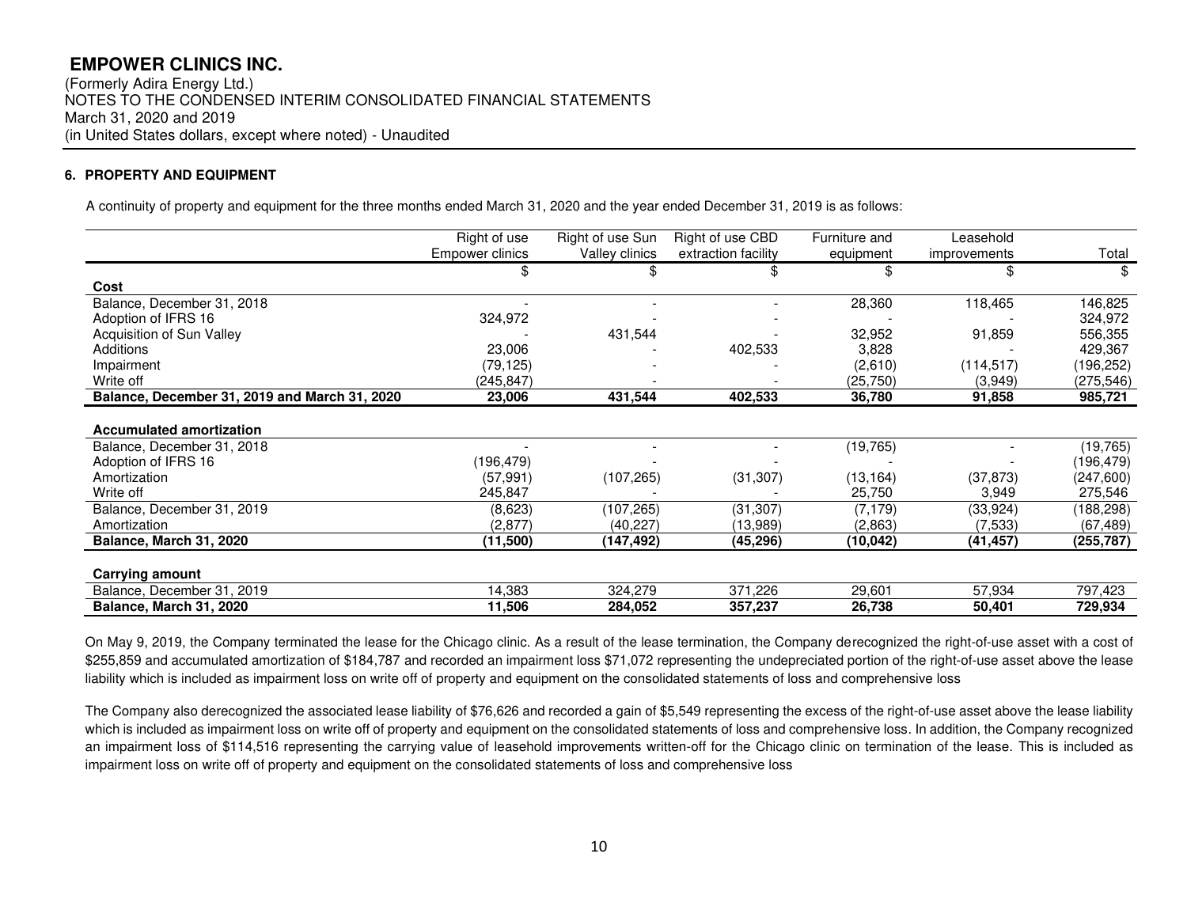# EMPOWER CLINICS INC.

(Formerly Adira Energy Ltd.)
NOTES TO THE CONDENSED INTERIM CONSOLIDATED FINANCIAL STATEMENTS
March 31, 2020 and 2019
(in United States dollars, except where noted) - Unaudited

## 6. PROPERTY AND EQUIPMENT

A continuity of property and equipment for the three months ended March 31, 2020 and the year ended December 31, 2019 is as follows:

| | Right of use Empower clinics | Right of use Sun Valley clinics | Right of use CBD extraction facility | Furniture and equipment | Leasehold improvements | Total |
|---|---|---|---|---|---|---|
| | $ | $ | $ | $ | $ | $ |
| **Cost** | | | | | | |
| Balance, December 31, 2018 | - | - | - | 28,360 | 118,465 | 146,825 |
| Adoption of IFRS 16 | 324,972 | - | - | - | - | 324,972 |
| Acquisition of Sun Valley | - | 431,544 | - | 32,952 | 91,859 | 556,355 |
| Additions | 23,006 | - | 402,533 | 3,828 | - | 429,367 |
| Impairment | (79,125) | - | - | (2,610) | (114,517) | (196,252) |
| Write off | (245,847) | - | - | (25,750) | (3,949) | (275,546) |
| **Balance, December 31, 2019 and March 31, 2020** | **23,006** | **431,544** | **402,533** | **36,780** | **91,858** | **985,721** |
| | | | | | | |
| **Accumulated amortization** | | | | | | |
| Balance, December 31, 2018 | - | - | - | (19,765) | - | (19,765) |
| Adoption of IFRS 16 | (196,479) | - | - | - | - | (196,479) |
| Amortization | (57,991) | (107,265) | (31,307) | (13,164) | (37,873) | (247,600) |
| Write off | 245,847 | - | - | 25,750 | 3,949 | 275,546 |
| Balance, December 31, 2019 | (8,623) | (107,265) | (31,307) | (7,179) | (33,924) | (188,298) |
| Amortization | (2,877) | (40,227) | (13,989) | (2,863) | (7,533) | (67,489) |
| **Balance, March 31, 2020** | **(11,500)** | **(147,492)** | **(45,296)** | **(10,042)** | **(41,457)** | **(255,787)** |
| | | | | | | |
| **Carrying amount** | | | | | | |
| Balance, December 31, 2019 | 14,383 | 324,279 | 371,226 | 29,601 | 57,934 | 797,423 |
| **Balance, March 31, 2020** | **11,506** | **284,052** | **357,237** | **26,738** | **50,401** | **729,934** |

On May 9, 2019, the Company terminated the lease for the Chicago clinic. As a result of the lease termination, the Company derecognized the right-of-use asset with a cost of $255,859 and accumulated amortization of $184,787 and recorded an impairment loss $71,072 representing the undepreciated portion of the right-of-use asset above the lease liability which is included as impairment loss on write off of property and equipment on the consolidated statements of loss and comprehensive loss

The Company also derecognized the associated lease liability of $76,626 and recorded a gain of $5,549 representing the excess of the right-of-use asset above the lease liability which is included as impairment loss on write off of property and equipment on the consolidated statements of loss and comprehensive loss. In addition, the Company recognized an impairment loss of $114,516 representing the carrying value of leasehold improvements written-off for the Chicago clinic on termination of the lease. This is included as impairment loss on write off of property and equipment on the consolidated statements of loss and comprehensive loss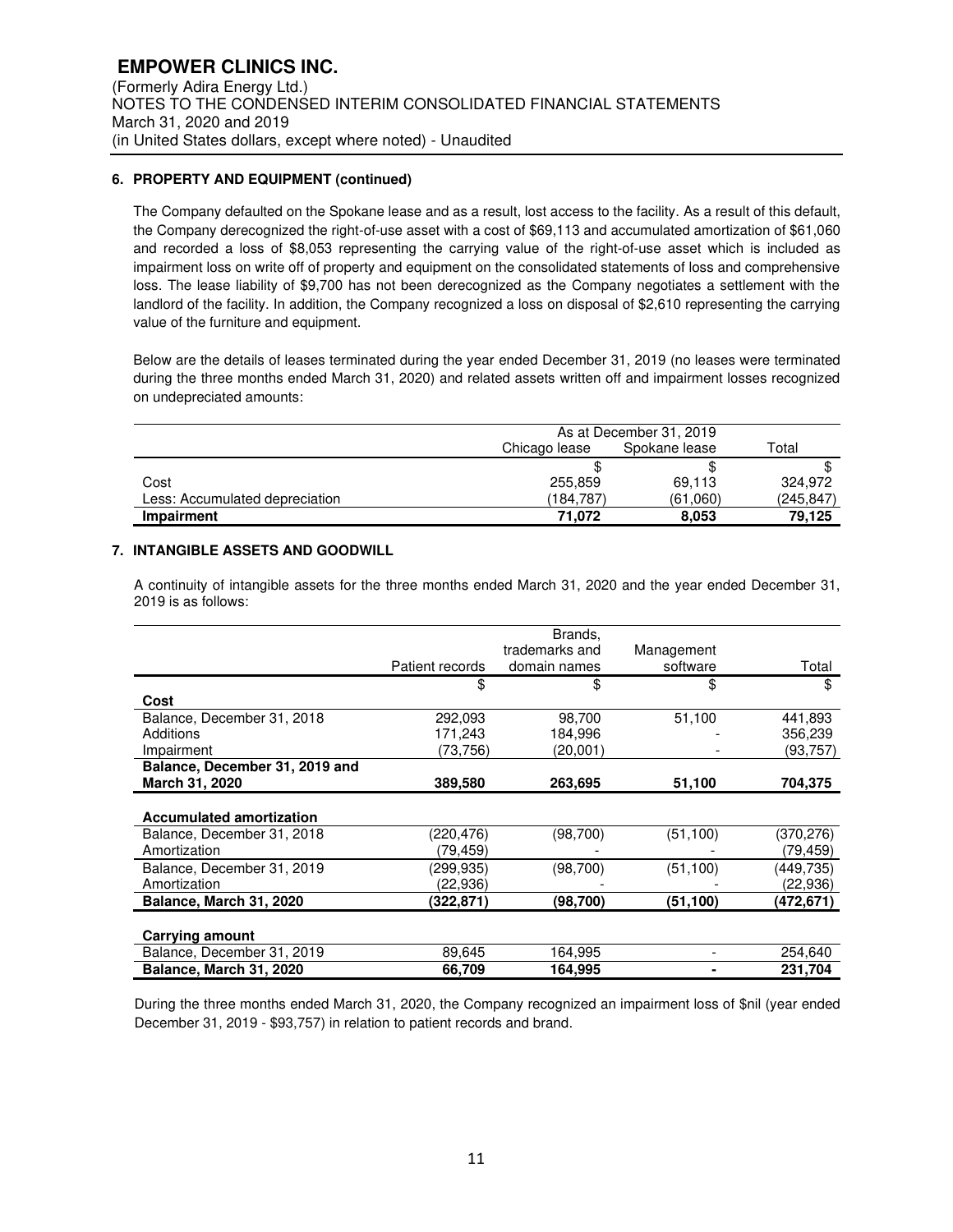### 6. PROPERTY AND EQUIPMENT (continued)

The Company defaulted on the Spokane lease and as a result, lost access to the facility. As a result of this default, the Company derecognized the right-of-use asset with a cost of $69,113 and accumulated amortization of $61,060 and recorded a loss of $8,053 representing the carrying value of the right-of-use asset which is included as impairment loss on write off of property and equipment on the consolidated statements of loss and comprehensive loss. The lease liability of $9,700 has not been derecognized as the Company negotiates a settlement with the landlord of the facility. In addition, the Company recognized a loss on disposal of $2,610 representing the carrying value of the furniture and equipment.

Below are the details of leases terminated during the year ended December 31, 2019 (no leases were terminated during the three months ended March 31, 2020) and related assets written off and impairment losses recognized on undepreciated amounts:

| | As at December 31, 2019 | | |
|---|---|---|---|
| | Chicago lease | Spokane lease | Total |
| | $ | $ | $ |
| Cost | 255,859 | 69,113 | 324,972 |
| Less: Accumulated depreciation | (184,787) | (61,060) | (245,847) |
| **Impairment** | **71,072** | **8,053** | **79,125** |

### 7. INTANGIBLE ASSETS AND GOODWILL

A continuity of intangible assets for the three months ended March 31, 2020 and the year ended December 31, 2019 is as follows:

| | Patient records | Brands, trademarks and domain names | Management software | Total |
|---|---|---|---|---|
| | $ | $ | $ | $ |
| **Cost** | | | | |
| Balance, December 31, 2018 | 292,093 | 98,700 | 51,100 | 441,893 |
| Additions | 171,243 | 184,996 | - | 356,239 |
| Impairment | (73,756) | (20,001) | - | (93,757) |
| **Balance, December 31, 2019 and March 31, 2020** | **389,580** | **263,695** | **51,100** | **704,375** |
| | | | | |
| **Accumulated amortization** | | | | |
| Balance, December 31, 2018 | (220,476) | (98,700) | (51,100) | (370,276) |
| Amortization | (79,459) | - | - | (79,459) |
| Balance, December 31, 2019 | (299,935) | (98,700) | (51,100) | (449,735) |
| Amortization | (22,936) | - | - | (22,936) |
| **Balance, March 31, 2020** | **(322,871)** | **(98,700)** | **(51,100)** | **(472,671)** |
| | | | | |
| **Carrying amount** | | | | |
| Balance, December 31, 2019 | 89,645 | 164,995 | - | 254,640 |
| **Balance, March 31, 2020** | **66,709** | **164,995** | **-** | **231,704** |

During the three months ended March 31, 2020, the Company recognized an impairment loss of $nil (year ended December 31, 2019 - $93,757) in relation to patient records and brand.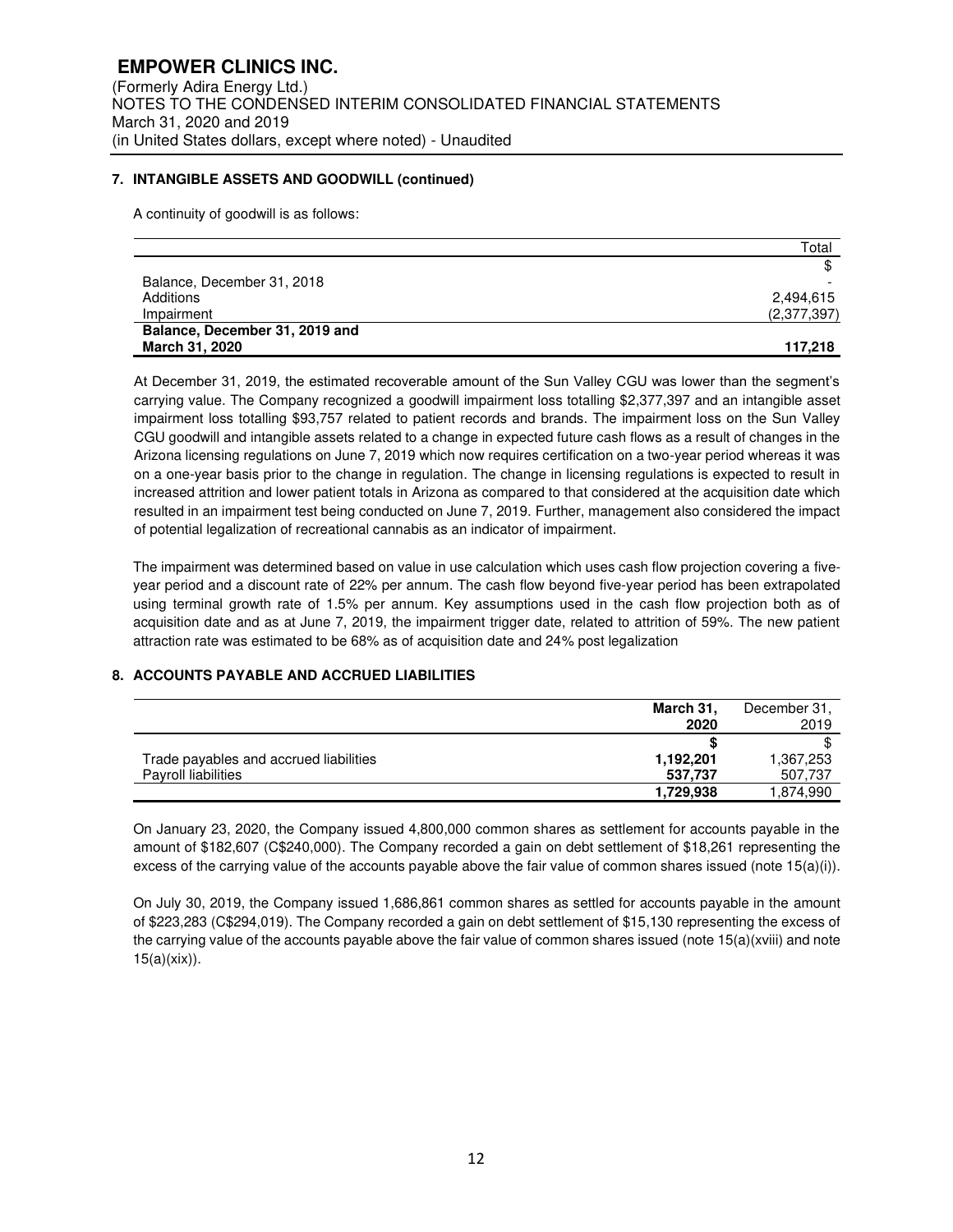**7. INTANGIBLE ASSETS AND GOODWILL (continued)**

A continuity of goodwill is as follows:

| | Total |
|---|---|
| | $ |
| Balance, December 31, 2018 | - |
| Additions | 2,494,615 |
| Impairment | (2,377,397) |
| **Balance, December 31, 2019 and March 31, 2020** | **117,218** |

At December 31, 2019, the estimated recoverable amount of the Sun Valley CGU was lower than the segment's carrying value. The Company recognized a goodwill impairment loss totalling $2,377,397 and an intangible asset impairment loss totalling $93,757 related to patient records and brands. The impairment loss on the Sun Valley CGU goodwill and intangible assets related to a change in expected future cash flows as a result of changes in the Arizona licensing regulations on June 7, 2019 which now requires certification on a two-year period whereas it was on a one-year basis prior to the change in regulation. The change in licensing regulations is expected to result in increased attrition and lower patient totals in Arizona as compared to that considered at the acquisition date which resulted in an impairment test being conducted on June 7, 2019. Further, management also considered the impact of potential legalization of recreational cannabis as an indicator of impairment.

The impairment was determined based on value in use calculation which uses cash flow projection covering a five-year period and a discount rate of 22% per annum. The cash flow beyond five-year period has been extrapolated using terminal growth rate of 1.5% per annum. Key assumptions used in the cash flow projection both as of acquisition date and as at June 7, 2019, the impairment trigger date, related to attrition of 59%. The new patient attraction rate was estimated to be 68% as of acquisition date and 24% post legalization

**8. ACCOUNTS PAYABLE AND ACCRUED LIABILITIES**

| | **March 31, 2020** | December 31, 2019 |
|---|---|---|
| | **$** | $ |
| Trade payables and accrued liabilities | **1,192,201** | 1,367,253 |
| Payroll liabilities | **537,737** | 507,737 |
| | **1,729,938** | 1,874,990 |

On January 23, 2020, the Company issued 4,800,000 common shares as settlement for accounts payable in the amount of $182,607 (C$240,000). The Company recorded a gain on debt settlement of $18,261 representing the excess of the carrying value of the accounts payable above the fair value of common shares issued (note 15(a)(i)).

On July 30, 2019, the Company issued 1,686,861 common shares as settled for accounts payable in the amount of $223,283 (C$294,019). The Company recorded a gain on debt settlement of $15,130 representing the excess of the carrying value of the accounts payable above the fair value of common shares issued (note 15(a)(xviii) and note 15(a)(xix)).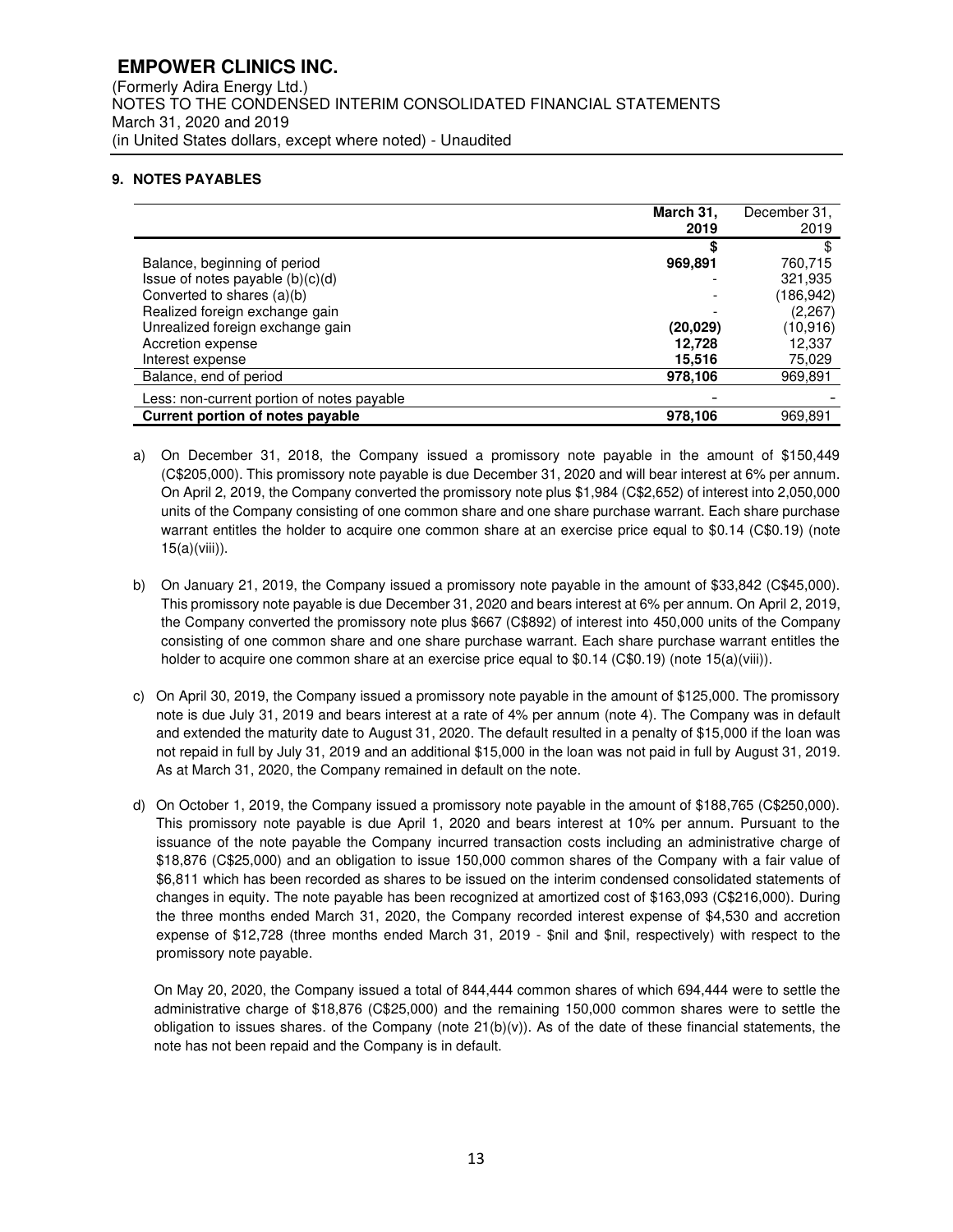## 9. NOTES PAYABLES

| | March 31, 2019 | December 31, 2019 |
|---|---|---|
| | **$** | $ |
| Balance, beginning of period | **969,891** | 760,715 |
| Issue of notes payable (b)(c)(d) | - | 321,935 |
| Converted to shares (a)(b) | - | (186,942) |
| Realized foreign exchange gain | - | (2,267) |
| Unrealized foreign exchange gain | **(20,029)** | (10,916) |
| Accretion expense | **12,728** | 12,337 |
| Interest expense | **15,516** | 75,029 |
| Balance, end of period | **978,106** | 969,891 |
| Less: non-current portion of notes payable | - | - |
| **Current portion of notes payable** | **978,106** | 969,891 |

a) On December 31, 2018, the Company issued a promissory note payable in the amount of $150,449 (C$205,000). This promissory note payable is due December 31, 2020 and will bear interest at 6% per annum. On April 2, 2019, the Company converted the promissory note plus $1,984 (C$2,652) of interest into 2,050,000 units of the Company consisting of one common share and one share purchase warrant. Each share purchase warrant entitles the holder to acquire one common share at an exercise price equal to $0.14 (C$0.19) (note 15(a)(viii)).

b) On January 21, 2019, the Company issued a promissory note payable in the amount of $33,842 (C$45,000). This promissory note payable is due December 31, 2020 and bears interest at 6% per annum. On April 2, 2019, the Company converted the promissory note plus $667 (C$892) of interest into 450,000 units of the Company consisting of one common share and one share purchase warrant. Each share purchase warrant entitles the holder to acquire one common share at an exercise price equal to $0.14 (C$0.19) (note 15(a)(viii)).

c) On April 30, 2019, the Company issued a promissory note payable in the amount of $125,000. The promissory note is due July 31, 2019 and bears interest at a rate of 4% per annum (note 4). The Company was in default and extended the maturity date to August 31, 2020. The default resulted in a penalty of $15,000 if the loan was not repaid in full by July 31, 2019 and an additional $15,000 in the loan was not paid in full by August 31, 2019. As at March 31, 2020, the Company remained in default on the note.

d) On October 1, 2019, the Company issued a promissory note payable in the amount of $188,765 (C$250,000). This promissory note payable is due April 1, 2020 and bears interest at 10% per annum. Pursuant to the issuance of the note payable the Company incurred transaction costs including an administrative charge of $18,876 (C$25,000) and an obligation to issue 150,000 common shares of the Company with a fair value of $6,811 which has been recorded as shares to be issued on the interim condensed consolidated statements of changes in equity. The note payable has been recognized at amortized cost of $163,093 (C$216,000). During the three months ended March 31, 2020, the Company recorded interest expense of $4,530 and accretion expense of $12,728 (three months ended March 31, 2019 - $nil and $nil, respectively) with respect to the promissory note payable.

   On May 20, 2020, the Company issued a total of 844,444 common shares of which 694,444 were to settle the administrative charge of $18,876 (C$25,000) and the remaining 150,000 common shares were to settle the obligation to issues shares. of the Company (note 21(b)(v)). As of the date of these financial statements, the note has not been repaid and the Company is in default.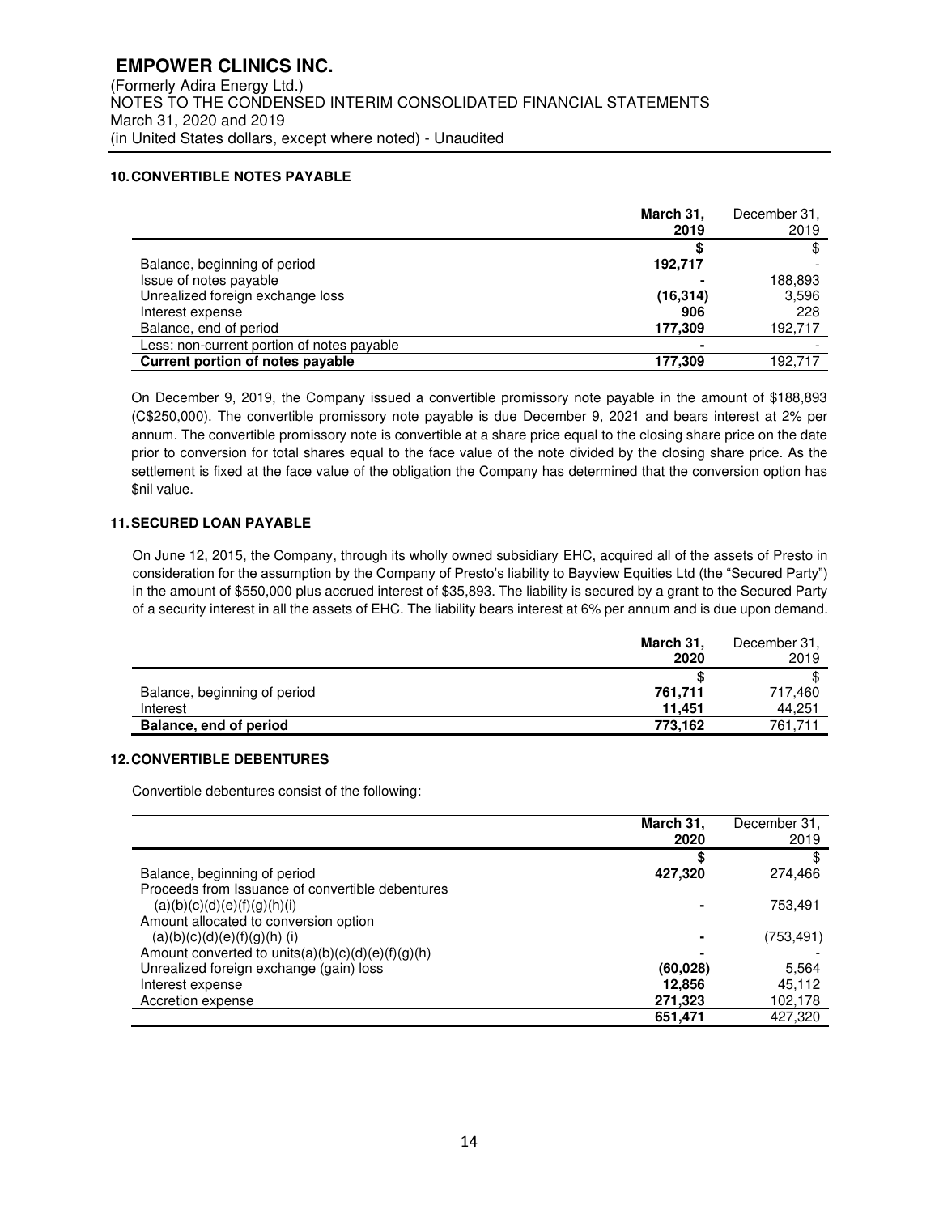## 10. CONVERTIBLE NOTES PAYABLE

| | March 31, 2019 | December 31, 2019 |
|---|---|---|
| | **$** | $ |
| Balance, beginning of period | **192,717** | - |
| Issue of notes payable | **-** | 188,893 |
| Unrealized foreign exchange loss | **(16,314)** | 3,596 |
| Interest expense | **906** | 228 |
| Balance, end of period | **177,309** | 192,717 |
| Less: non-current portion of notes payable | **-** | - |
| **Current portion of notes payable** | **177,309** | 192,717 |

On December 9, 2019, the Company issued a convertible promissory note payable in the amount of $188,893 (C$250,000). The convertible promissory note payable is due December 9, 2021 and bears interest at 2% per annum. The convertible promissory note is convertible at a share price equal to the closing share price on the date prior to conversion for total shares equal to the face value of the note divided by the closing share price. As the settlement is fixed at the face value of the obligation the Company has determined that the conversion option has $nil value.

## 11. SECURED LOAN PAYABLE

On June 12, 2015, the Company, through its wholly owned subsidiary EHC, acquired all of the assets of Presto in consideration for the assumption by the Company of Presto's liability to Bayview Equities Ltd (the "Secured Party") in the amount of $550,000 plus accrued interest of $35,893. The liability is secured by a grant to the Secured Party of a security interest in all the assets of EHC. The liability bears interest at 6% per annum and is due upon demand.

| | March 31, 2020 | December 31, 2019 |
|---|---|---|
| | **$** | $ |
| Balance, beginning of period | **761,711** | 717,460 |
| Interest | **11,451** | 44,251 |
| **Balance, end of period** | **773,162** | 761,711 |

## 12. CONVERTIBLE DEBENTURES

Convertible debentures consist of the following:

| | March 31, 2020 | December 31, 2019 |
|---|---|---|
| | **$** | $ |
| Balance, beginning of period | **427,320** | 274,466 |
| Proceeds from Issuance of convertible debentures (a)(b)(c)(d)(e)(f)(g)(h)(i) | **-** | 753,491 |
| Amount allocated to conversion option (a)(b)(c)(d)(e)(f)(g)(h) (i) | **-** | (753,491) |
| Amount converted to units(a)(b)(c)(d)(e)(f)(g)(h) | **-** | - |
| Unrealized foreign exchange (gain) loss | **(60,028)** | 5,564 |
| Interest expense | **12,856** | 45,112 |
| Accretion expense | **271,323** | 102,178 |
| | **651,471** | 427,320 |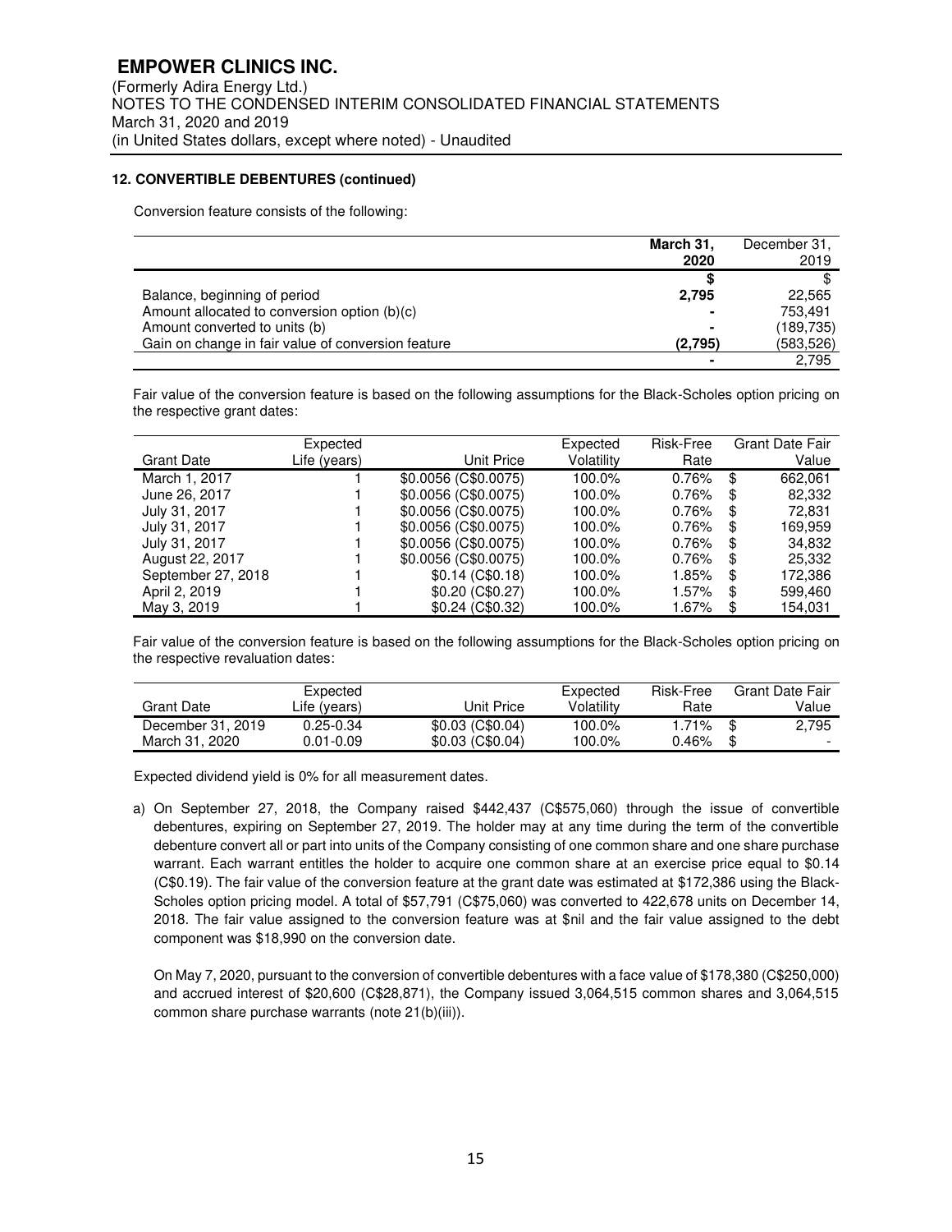**EMPOWER CLINICS INC.**
(Formerly Adira Energy Ltd.)
NOTES TO THE CONDENSED INTERIM CONSOLIDATED FINANCIAL STATEMENTS
March 31, 2020 and 2019
(in United States dollars, except where noted) - Unaudited

**12. CONVERTIBLE DEBENTURES (continued)**

Conversion feature consists of the following:

| | **March 31, 2020** | December 31, 2019 |
|---|---|---|
| | **$** | $ |
| Balance, beginning of period | **2,795** | 22,565 |
| Amount allocated to conversion option (b)(c) | **-** | 753,491 |
| Amount converted to units (b) | **-** | (189,735) |
| Gain on change in fair value of conversion feature | **(2,795)** | (583,526) |
| | **-** | 2,795 |

Fair value of the conversion feature is based on the following assumptions for the Black-Scholes option pricing on the respective grant dates:

| Grant Date | Expected Life (years) | Unit Price | Expected Volatility | Risk-Free Rate | Grant Date Fair Value |
|---|---|---|---|---|---|
| March 1, 2017 | 1 | $0.0056 (C$0.0075) | 100.0% | 0.76% | $ 662,061 |
| June 26, 2017 | 1 | $0.0056 (C$0.0075) | 100.0% | 0.76% | $ 82,332 |
| July 31, 2017 | 1 | $0.0056 (C$0.0075) | 100.0% | 0.76% | $ 72,831 |
| July 31, 2017 | 1 | $0.0056 (C$0.0075) | 100.0% | 0.76% | $ 169,959 |
| July 31, 2017 | 1 | $0.0056 (C$0.0075) | 100.0% | 0.76% | $ 34,832 |
| August 22, 2017 | 1 | $0.0056 (C$0.0075) | 100.0% | 0.76% | $ 25,332 |
| September 27, 2018 | 1 | $0.14 (C$0.18) | 100.0% | 1.85% | $ 172,386 |
| April 2, 2019 | 1 | $0.20 (C$0.27) | 100.0% | 1.57% | $ 599,460 |
| May 3, 2019 | 1 | $0.24 (C$0.32) | 100.0% | 1.67% | $ 154,031 |

Fair value of the conversion feature is based on the following assumptions for the Black-Scholes option pricing on the respective revaluation dates:

| Grant Date | Expected Life (years) | Unit Price | Expected Volatility | Risk-Free Rate | Grant Date Fair Value |
|---|---|---|---|---|---|
| December 31, 2019 | 0.25-0.34 | $0.03 (C$0.04) | 100.0% | 1.71% | $ 2,795 |
| March 31, 2020 | 0.01-0.09 | $0.03 (C$0.04) | 100.0% | 0.46% | $ - |

Expected dividend yield is 0% for all measurement dates.

a) On September 27, 2018, the Company raised $442,437 (C$575,060) through the issue of convertible debentures, expiring on September 27, 2019. The holder may at any time during the term of the convertible debenture convert all or part into units of the Company consisting of one common share and one share purchase warrant. Each warrant entitles the holder to acquire one common share at an exercise price equal to $0.14 (C$0.19). The fair value of the conversion feature at the grant date was estimated at $172,386 using the Black-Scholes option pricing model. A total of $57,791 (C$75,060) was converted to 422,678 units on December 14, 2018. The fair value assigned to the conversion feature was at $nil and the fair value assigned to the debt component was $18,990 on the conversion date.

   On May 7, 2020, pursuant to the conversion of convertible debentures with a face value of $178,380 (C$250,000) and accrued interest of $20,600 (C$28,871), the Company issued 3,064,515 common shares and 3,064,515 common share purchase warrants (note 21(b)(iii)).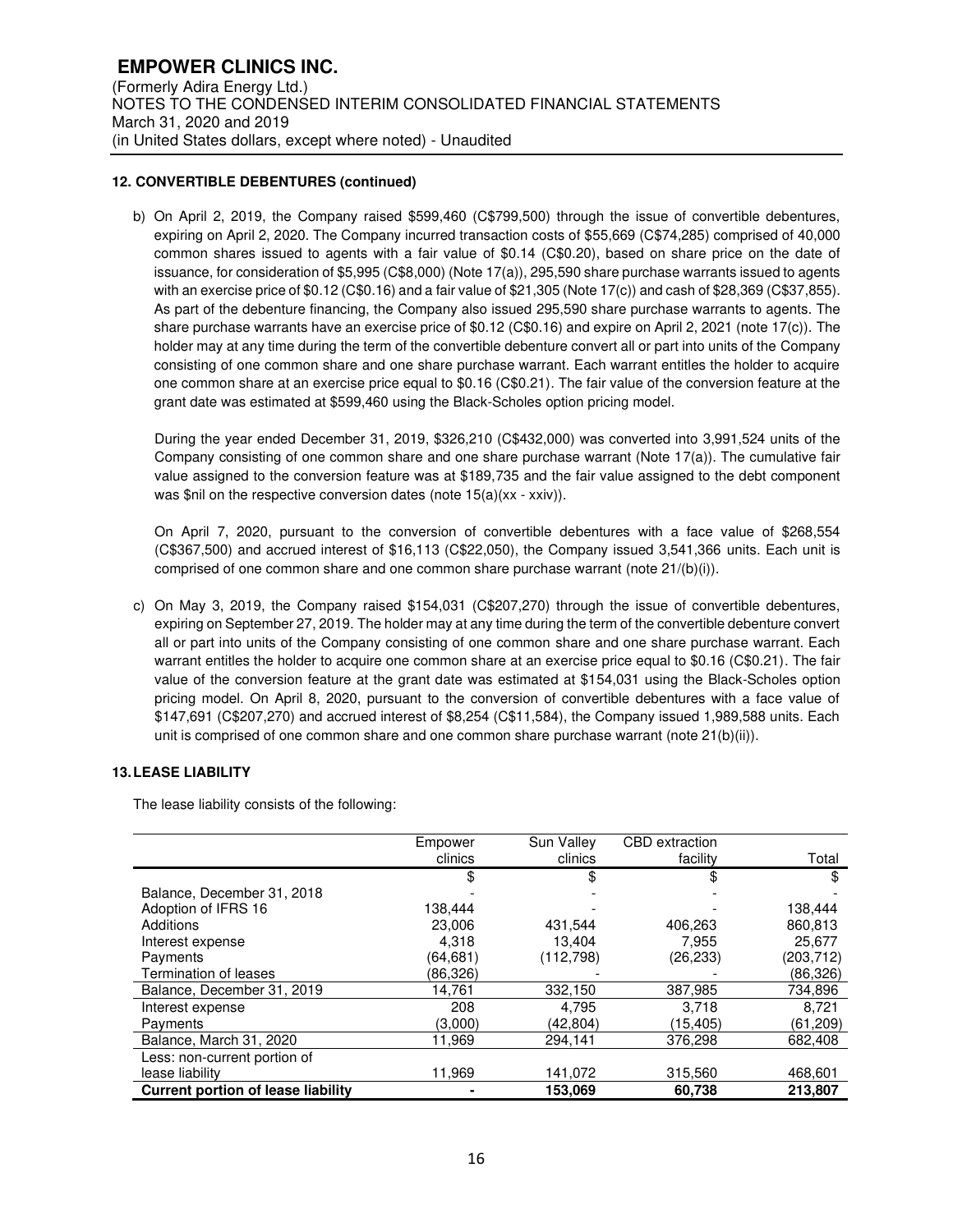**12. CONVERTIBLE DEBENTURES (continued)**

b) On April 2, 2019, the Company raised $599,460 (C$799,500) through the issue of convertible debentures, expiring on April 2, 2020. The Company incurred transaction costs of $55,669 (C$74,285) comprised of 40,000 common shares issued to agents with a fair value of $0.14 (C$0.20), based on share price on the date of issuance, for consideration of $5,995 (C$8,000) (Note 17(a)), 295,590 share purchase warrants issued to agents with an exercise price of $0.12 (C$0.16) and a fair value of $21,305 (Note 17(c)) and cash of $28,369 (C$37,855). As part of the debenture financing, the Company also issued 295,590 share purchase warrants to agents. The share purchase warrants have an exercise price of $0.12 (C$0.16) and expire on April 2, 2021 (note 17(c)). The holder may at any time during the term of the convertible debenture convert all or part into units of the Company consisting of one common share and one share purchase warrant. Each warrant entitles the holder to acquire one common share at an exercise price equal to $0.16 (C$0.21). The fair value of the conversion feature at the grant date was estimated at $599,460 using the Black-Scholes option pricing model.

During the year ended December 31, 2019, $326,210 (C$432,000) was converted into 3,991,524 units of the Company consisting of one common share and one share purchase warrant (Note 17(a)). The cumulative fair value assigned to the conversion feature was at $189,735 and the fair value assigned to the debt component was $nil on the respective conversion dates (note 15(a)(xx - xxiv)).

On April 7, 2020, pursuant to the conversion of convertible debentures with a face value of $268,554 (C$367,500) and accrued interest of $16,113 (C$22,050), the Company issued 3,541,366 units. Each unit is comprised of one common share and one common share purchase warrant (note 21/(b)(i)).

c) On May 3, 2019, the Company raised $154,031 (C$207,270) through the issue of convertible debentures, expiring on September 27, 2019. The holder may at any time during the term of the convertible debenture convert all or part into units of the Company consisting of one common share and one share purchase warrant. Each warrant entitles the holder to acquire one common share at an exercise price equal to $0.16 (C$0.21). The fair value of the conversion feature at the grant date was estimated at $154,031 using the Black-Scholes option pricing model. On April 8, 2020, pursuant to the conversion of convertible debentures with a face value of $147,691 (C$207,270) and accrued interest of $8,254 (C$11,584), the Company issued 1,989,588 units. Each unit is comprised of one common share and one common share purchase warrant (note 21(b)(ii)).

**13. LEASE LIABILITY**

The lease liability consists of the following:

| | Empower clinics | Sun Valley clinics | CBD extraction facility | Total |
|---|---|---|---|---|
| | $ | $ | $ | $ |
| Balance, December 31, 2018 | - | - | - | - |
| Adoption of IFRS 16 | 138,444 | - | - | 138,444 |
| Additions | 23,006 | 431,544 | 406,263 | 860,813 |
| Interest expense | 4,318 | 13,404 | 7,955 | 25,677 |
| Payments | (64,681) | (112,798) | (26,233) | (203,712) |
| Termination of leases | (86,326) | - | - | (86,326) |
| Balance, December 31, 2019 | 14,761 | 332,150 | 387,985 | 734,896 |
| Interest expense | 208 | 4,795 | 3,718 | 8,721 |
| Payments | (3,000) | (42,804) | (15,405) | (61,209) |
| Balance, March 31, 2020 | 11,969 | 294,141 | 376,298 | 682,408 |
| Less: non-current portion of lease liability | 11,969 | 141,072 | 315,560 | 468,601 |
| **Current portion of lease liability** | **-** | **153,069** | **60,738** | **213,807** |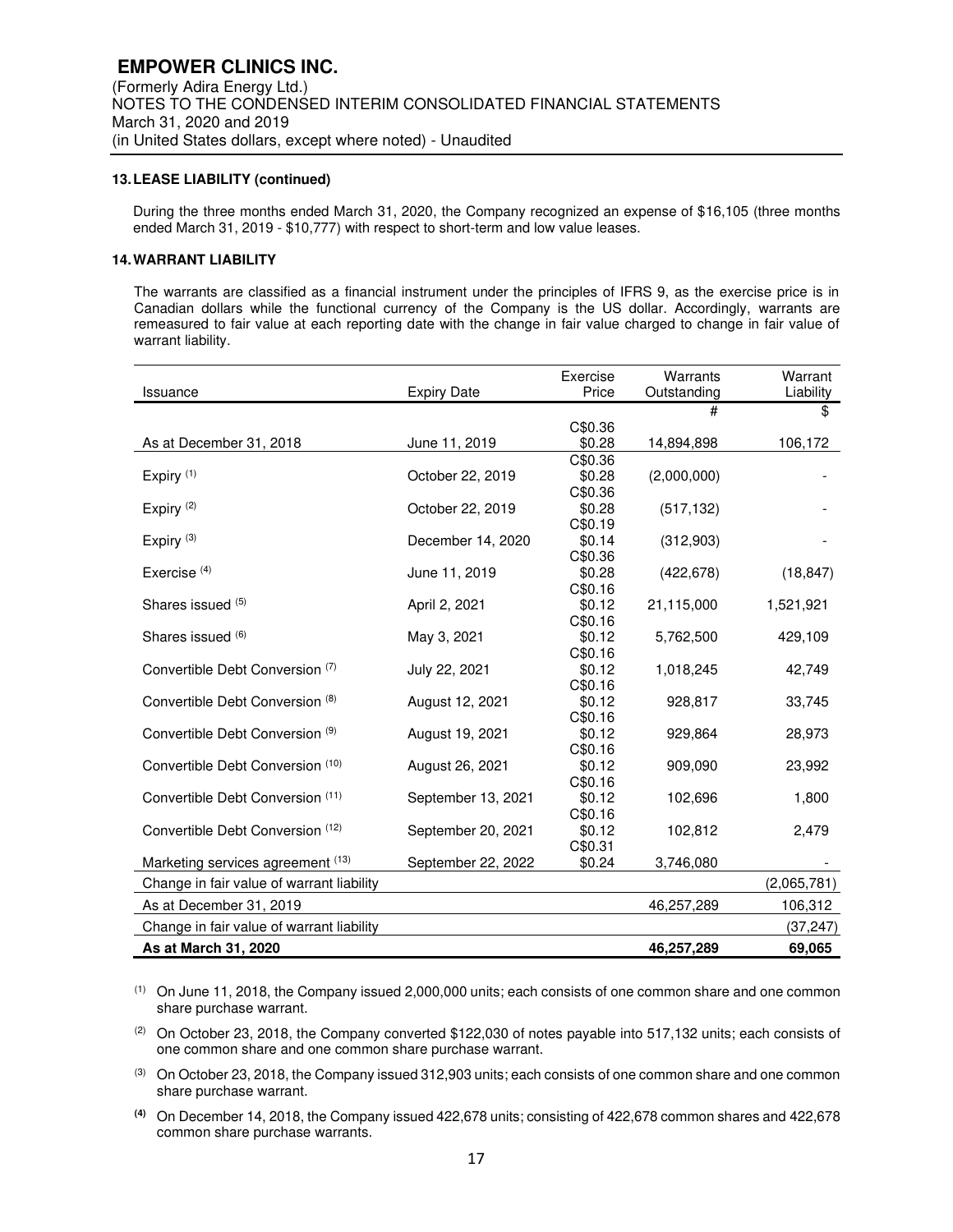**13. LEASE LIABILITY (continued)**

During the three months ended March 31, 2020, the Company recognized an expense of $16,105 (three months ended March 31, 2019 - $10,777) with respect to short-term and low value leases.

**14. WARRANT LIABILITY**

The warrants are classified as a financial instrument under the principles of IFRS 9, as the exercise price is in Canadian dollars while the functional currency of the Company is the US dollar. Accordingly, warrants are remeasured to fair value at each reporting date with the change in fair value charged to change in fair value of warrant liability.

| Issuance | Expiry Date | Exercise Price | Warrants Outstanding | Warrant Liability |
|---|---|---|---|---|
| | | | # | $ |
| As at December 31, 2018 | June 11, 2019 | C$0.36 $0.28 | 14,894,898 | 106,172 |
| Expiry [(1)] | October 22, 2019 | C$0.36 $0.28 | (2,000,000) | - |
| Expiry [(2)] | October 22, 2019 | C$0.36 $0.28 | (517,132) | - |
| Expiry [(3)] | December 14, 2020 | C$0.19 $0.14 | (312,903) | - |
| Exercise [(4)] | June 11, 2019 | C$0.36 $0.28 | (422,678) | (18,847) |
| Shares issued [(5)] | April 2, 2021 | C$0.16 $0.12 | 21,115,000 | 1,521,921 |
| Shares issued [(6)] | May 3, 2021 | C$0.16 $0.12 | 5,762,500 | 429,109 |
| Convertible Debt Conversion [(7)] | July 22, 2021 | C$0.16 $0.12 | 1,018,245 | 42,749 |
| Convertible Debt Conversion [(8)] | August 12, 2021 | C$0.16 $0.12 | 928,817 | 33,745 |
| Convertible Debt Conversion [(9)] | August 19, 2021 | C$0.16 $0.12 | 929,864 | 28,973 |
| Convertible Debt Conversion [(10)] | August 26, 2021 | C$0.16 $0.12 | 909,090 | 23,992 |
| Convertible Debt Conversion [(11)] | September 13, 2021 | C$0.16 $0.12 | 102,696 | 1,800 |
| Convertible Debt Conversion [(12)] | September 20, 2021 | C$0.16 $0.12 | 102,812 | 2,479 |
| Marketing services agreement [(13)] | September 22, 2022 | C$0.31 $0.24 | 3,746,080 | - |
| Change in fair value of warrant liability | | | | (2,065,781) |
| As at December 31, 2019 | | | 46,257,289 | 106,312 |
| Change in fair value of warrant liability | | | | (37,247) |
| **As at March 31, 2020** | | | **46,257,289** | **69,065** |

(1) On June 11, 2018, the Company issued 2,000,000 units; each consists of one common share and one common share purchase warrant.

(2) On October 23, 2018, the Company converted $122,030 of notes payable into 517,132 units; each consists of one common share and one common share purchase warrant.

(3) On October 23, 2018, the Company issued 312,903 units; each consists of one common share and one common share purchase warrant.

**(4)** On December 14, 2018, the Company issued 422,678 units; consisting of 422,678 common shares and 422,678 common share purchase warrants.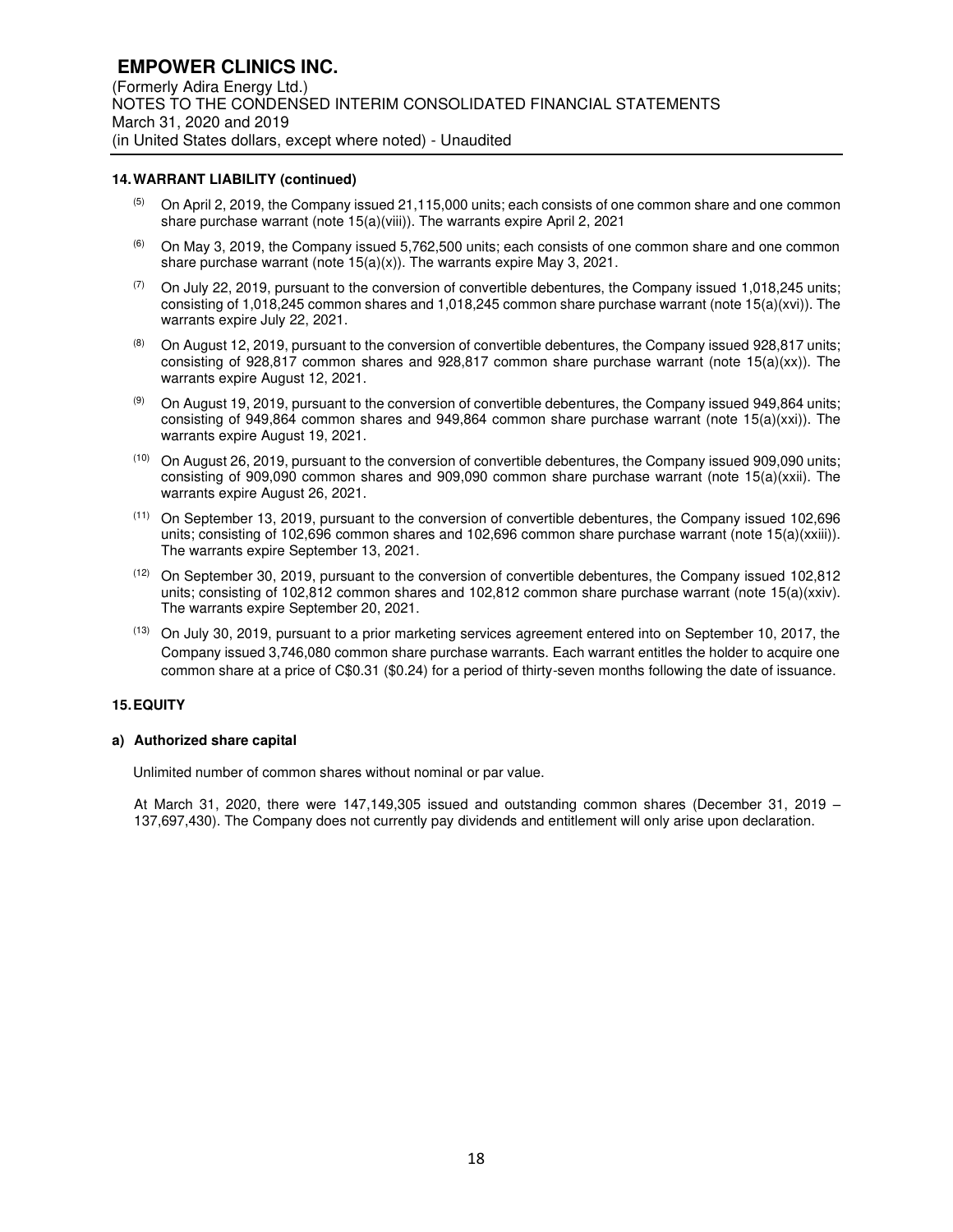## 14. WARRANT LIABILITY (continued)

(5) On April 2, 2019, the Company issued 21,115,000 units; each consists of one common share and one common share purchase warrant (note 15(a)(viii)). The warrants expire April 2, 2021

(6) On May 3, 2019, the Company issued 5,762,500 units; each consists of one common share and one common share purchase warrant (note 15(a)(x)). The warrants expire May 3, 2021.

(7) On July 22, 2019, pursuant to the conversion of convertible debentures, the Company issued 1,018,245 units; consisting of 1,018,245 common shares and 1,018,245 common share purchase warrant (note 15(a)(xvi)). The warrants expire July 22, 2021.

(8) On August 12, 2019, pursuant to the conversion of convertible debentures, the Company issued 928,817 units; consisting of 928,817 common shares and 928,817 common share purchase warrant (note 15(a)(xx)). The warrants expire August 12, 2021.

(9) On August 19, 2019, pursuant to the conversion of convertible debentures, the Company issued 949,864 units; consisting of 949,864 common shares and 949,864 common share purchase warrant (note 15(a)(xxi)). The warrants expire August 19, 2021.

(10) On August 26, 2019, pursuant to the conversion of convertible debentures, the Company issued 909,090 units; consisting of 909,090 common shares and 909,090 common share purchase warrant (note 15(a)(xxii). The warrants expire August 26, 2021.

(11) On September 13, 2019, pursuant to the conversion of convertible debentures, the Company issued 102,696 units; consisting of 102,696 common shares and 102,696 common share purchase warrant (note 15(a)(xxiii)). The warrants expire September 13, 2021.

(12) On September 30, 2019, pursuant to the conversion of convertible debentures, the Company issued 102,812 units; consisting of 102,812 common shares and 102,812 common share purchase warrant (note 15(a)(xxiv). The warrants expire September 20, 2021.

(13) On July 30, 2019, pursuant to a prior marketing services agreement entered into on September 10, 2017, the Company issued 3,746,080 common share purchase warrants. Each warrant entitles the holder to acquire one common share at a price of C$0.31 ($0.24) for a period of thirty-seven months following the date of issuance.

## 15. EQUITY

### a) Authorized share capital

Unlimited number of common shares without nominal or par value.

At March 31, 2020, there were 147,149,305 issued and outstanding common shares (December 31, 2019 – 137,697,430). The Company does not currently pay dividends and entitlement will only arise upon declaration.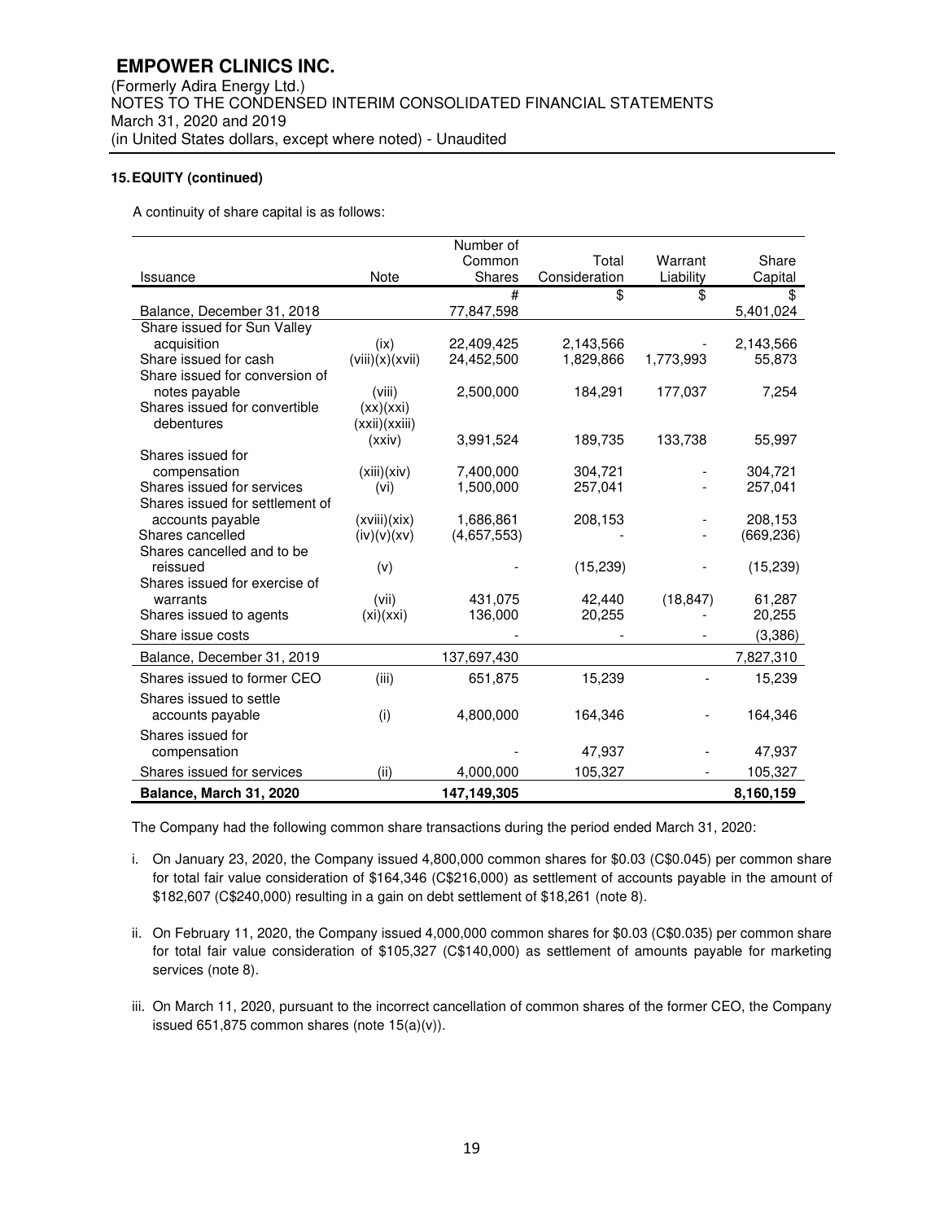**15. EQUITY (continued)**

A continuity of share capital is as follows:

| Issuance | Note | Number of Common Shares | Total Consideration | Warrant Liability | Share Capital |
|---|---|---|---|---|---|
| | | # | $ | $ | $ |
| Balance, December 31, 2018 | | 77,847,598 | | | 5,401,024 |
| Share issued for Sun Valley acquisition | (ix) | 22,409,425 | 2,143,566 | - | 2,143,566 |
| Share issued for cash | (viii)(x)(xvii) | 24,452,500 | 1,829,866 | 1,773,993 | 55,873 |
| Share issued for conversion of notes payable | (viii) | 2,500,000 | 184,291 | 177,037 | 7,254 |
| Shares issued for convertible debentures | (xx)(xxi)(xxii)(xxiii)(xxiv) | 3,991,524 | 189,735 | 133,738 | 55,997 |
| Shares issued for compensation | (xiii)(xiv) | 7,400,000 | 304,721 | - | 304,721 |
| Shares issued for services | (vi) | 1,500,000 | 257,041 | - | 257,041 |
| Shares issued for settlement of accounts payable | (xviii)(xix) | 1,686,861 | 208,153 | - | 208,153 |
| Shares cancelled | (iv)(v)(xv) | (4,657,553) | - | - | (669,236) |
| Shares cancelled and to be reissued | (v) | - | (15,239) | - | (15,239) |
| Shares issued for exercise of warrants | (vii) | 431,075 | 42,440 | (18,847) | 61,287 |
| Shares issued to agents | (xi)(xxi) | 136,000 | 20,255 | - | 20,255 |
| Share issue costs | | - | - | - | (3,386) |
| Balance, December 31, 2019 | | 137,697,430 | | | 7,827,310 |
| Shares issued to former CEO | (iii) | 651,875 | 15,239 | - | 15,239 |
| Shares issued to settle accounts payable | (i) | 4,800,000 | 164,346 | - | 164,346 |
| Shares issued for compensation | | - | 47,937 | - | 47,937 |
| Shares issued for services | (ii) | 4,000,000 | 105,327 | - | 105,327 |
| **Balance, March 31, 2020** | | **147,149,305** | | | **8,160,159** |

The Company had the following common share transactions during the period ended March 31, 2020:

i. On January 23, 2020, the Company issued 4,800,000 common shares for $0.03 (C$0.045) per common share for total fair value consideration of $164,346 (C$216,000) as settlement of accounts payable in the amount of $182,607 (C$240,000) resulting in a gain on debt settlement of $18,261 (note 8).

ii. On February 11, 2020, the Company issued 4,000,000 common shares for $0.03 (C$0.035) per common share for total fair value consideration of $105,327 (C$140,000) as settlement of amounts payable for marketing services (note 8).

iii. On March 11, 2020, pursuant to the incorrect cancellation of common shares of the former CEO, the Company issued 651,875 common shares (note 15(a)(v)).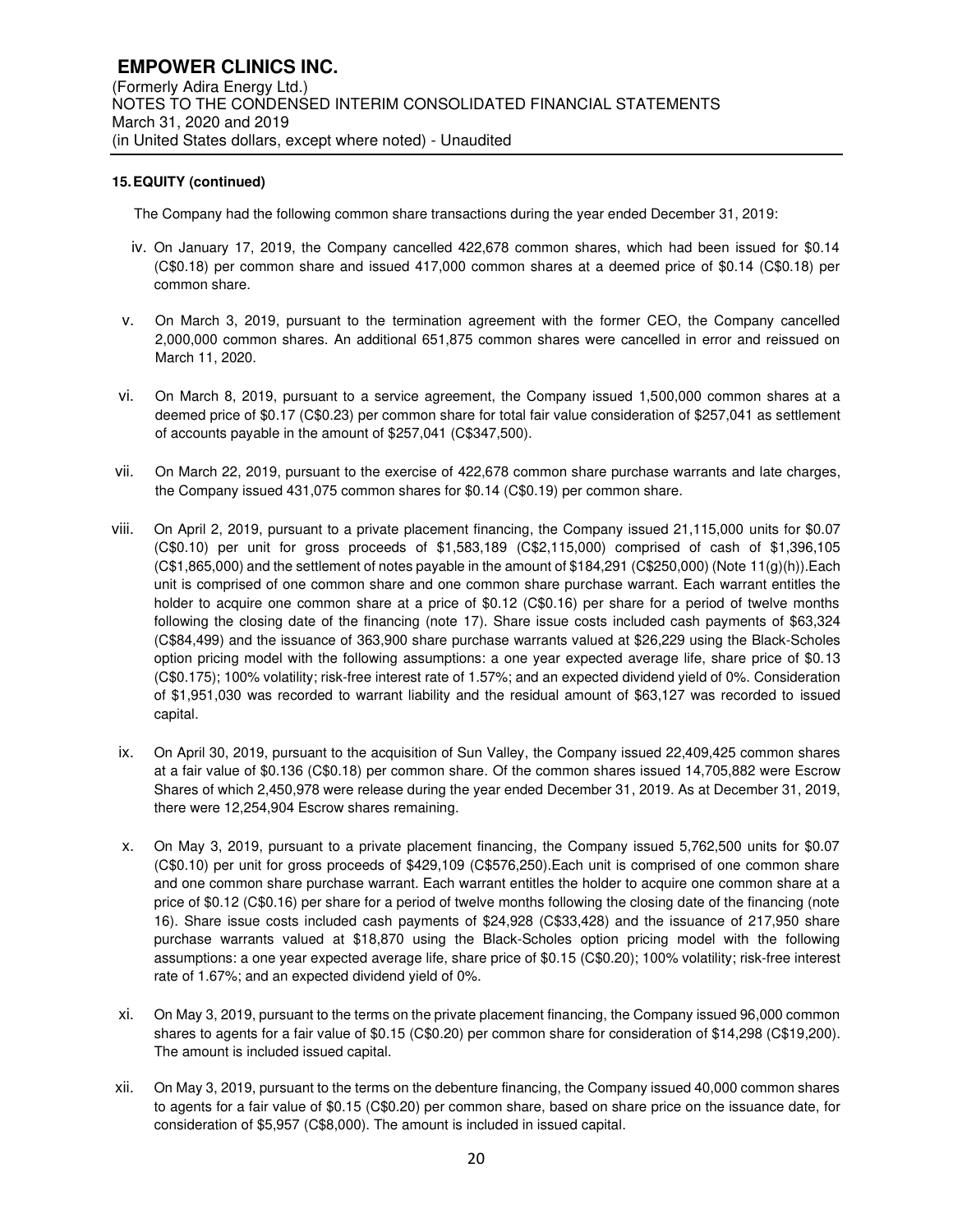## 15. EQUITY (continued)

The Company had the following common share transactions during the year ended December 31, 2019:

iv. On January 17, 2019, the Company cancelled 422,678 common shares, which had been issued for $0.14 (C$0.18) per common share and issued 417,000 common shares at a deemed price of $0.14 (C$0.18) per common share.

v. On March 3, 2019, pursuant to the termination agreement with the former CEO, the Company cancelled 2,000,000 common shares. An additional 651,875 common shares were cancelled in error and reissued on March 11, 2020.

vi. On March 8, 2019, pursuant to a service agreement, the Company issued 1,500,000 common shares at a deemed price of $0.17 (C$0.23) per common share for total fair value consideration of $257,041 as settlement of accounts payable in the amount of $257,041 (C$347,500).

vii. On March 22, 2019, pursuant to the exercise of 422,678 common share purchase warrants and late charges, the Company issued 431,075 common shares for $0.14 (C$0.19) per common share.

viii. On April 2, 2019, pursuant to a private placement financing, the Company issued 21,115,000 units for $0.07 (C$0.10) per unit for gross proceeds of $1,583,189 (C$2,115,000) comprised of cash of $1,396,105 (C$1,865,000) and the settlement of notes payable in the amount of $184,291 (C$250,000) (Note 11(g)(h)).Each unit is comprised of one common share and one common share purchase warrant. Each warrant entitles the holder to acquire one common share at a price of $0.12 (C$0.16) per share for a period of twelve months following the closing date of the financing (note 17). Share issue costs included cash payments of $63,324 (C$84,499) and the issuance of 363,900 share purchase warrants valued at $26,229 using the Black-Scholes option pricing model with the following assumptions: a one year expected average life, share price of $0.13 (C$0.175); 100% volatility; risk-free interest rate of 1.57%; and an expected dividend yield of 0%. Consideration of $1,951,030 was recorded to warrant liability and the residual amount of $63,127 was recorded to issued capital.

ix. On April 30, 2019, pursuant to the acquisition of Sun Valley, the Company issued 22,409,425 common shares at a fair value of $0.136 (C$0.18) per common share. Of the common shares issued 14,705,882 were Escrow Shares of which 2,450,978 were release during the year ended December 31, 2019. As at December 31, 2019, there were 12,254,904 Escrow shares remaining.

x. On May 3, 2019, pursuant to a private placement financing, the Company issued 5,762,500 units for $0.07 (C$0.10) per unit for gross proceeds of $429,109 (C$576,250).Each unit is comprised of one common share and one common share purchase warrant. Each warrant entitles the holder to acquire one common share at a price of $0.12 (C$0.16) per share for a period of twelve months following the closing date of the financing (note 16). Share issue costs included cash payments of $24,928 (C$33,428) and the issuance of 217,950 share purchase warrants valued at $18,870 using the Black-Scholes option pricing model with the following assumptions: a one year expected average life, share price of $0.15 (C$0.20); 100% volatility; risk-free interest rate of 1.67%; and an expected dividend yield of 0%.

xi. On May 3, 2019, pursuant to the terms on the private placement financing, the Company issued 96,000 common shares to agents for a fair value of $0.15 (C$0.20) per common share for consideration of $14,298 (C$19,200). The amount is included issued capital.

xii. On May 3, 2019, pursuant to the terms on the debenture financing, the Company issued 40,000 common shares to agents for a fair value of $0.15 (C$0.20) per common share, based on share price on the issuance date, for consideration of $5,957 (C$8,000). The amount is included in issued capital.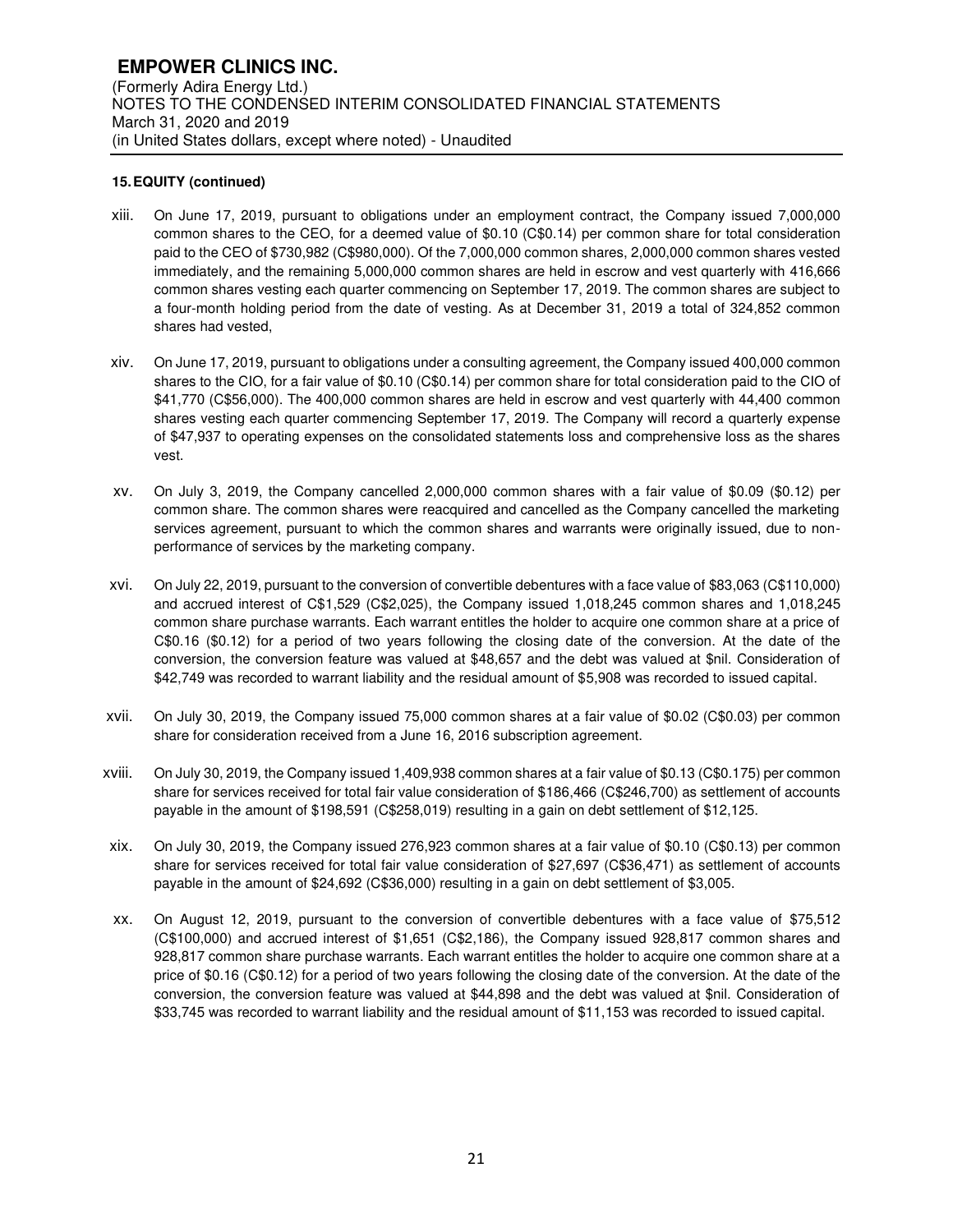## 15. EQUITY (continued)

xiii. On June 17, 2019, pursuant to obligations under an employment contract, the Company issued 7,000,000 common shares to the CEO, for a deemed value of $0.10 (C$0.14) per common share for total consideration paid to the CEO of $730,982 (C$980,000). Of the 7,000,000 common shares, 2,000,000 common shares vested immediately, and the remaining 5,000,000 common shares are held in escrow and vest quarterly with 416,666 common shares vesting each quarter commencing on September 17, 2019. The common shares are subject to a four-month holding period from the date of vesting. As at December 31, 2019 a total of 324,852 common shares had vested,

xiv. On June 17, 2019, pursuant to obligations under a consulting agreement, the Company issued 400,000 common shares to the CIO, for a fair value of $0.10 (C$0.14) per common share for total consideration paid to the CIO of $41,770 (C$56,000). The 400,000 common shares are held in escrow and vest quarterly with 44,400 common shares vesting each quarter commencing September 17, 2019. The Company will record a quarterly expense of $47,937 to operating expenses on the consolidated statements loss and comprehensive loss as the shares vest.

xv. On July 3, 2019, the Company cancelled 2,000,000 common shares with a fair value of $0.09 ($0.12) per common share. The common shares were reacquired and cancelled as the Company cancelled the marketing services agreement, pursuant to which the common shares and warrants were originally issued, due to non-performance of services by the marketing company.

xvi. On July 22, 2019, pursuant to the conversion of convertible debentures with a face value of $83,063 (C$110,000) and accrued interest of C$1,529 (C$2,025), the Company issued 1,018,245 common shares and 1,018,245 common share purchase warrants. Each warrant entitles the holder to acquire one common share at a price of C$0.16 ($0.12) for a period of two years following the closing date of the conversion. At the date of the conversion, the conversion feature was valued at $48,657 and the debt was valued at $nil. Consideration of $42,749 was recorded to warrant liability and the residual amount of $5,908 was recorded to issued capital.

xvii. On July 30, 2019, the Company issued 75,000 common shares at a fair value of $0.02 (C$0.03) per common share for consideration received from a June 16, 2016 subscription agreement.

xviii. On July 30, 2019, the Company issued 1,409,938 common shares at a fair value of $0.13 (C$0.175) per common share for services received for total fair value consideration of $186,466 (C$246,700) as settlement of accounts payable in the amount of $198,591 (C$258,019) resulting in a gain on debt settlement of $12,125.

xix. On July 30, 2019, the Company issued 276,923 common shares at a fair value of $0.10 (C$0.13) per common share for services received for total fair value consideration of $27,697 (C$36,471) as settlement of accounts payable in the amount of $24,692 (C$36,000) resulting in a gain on debt settlement of $3,005.

xx. On August 12, 2019, pursuant to the conversion of convertible debentures with a face value of $75,512 (C$100,000) and accrued interest of $1,651 (C$2,186), the Company issued 928,817 common shares and 928,817 common share purchase warrants. Each warrant entitles the holder to acquire one common share at a price of $0.16 (C$0.12) for a period of two years following the closing date of the conversion. At the date of the conversion, the conversion feature was valued at $44,898 and the debt was valued at $nil. Consideration of $33,745 was recorded to warrant liability and the residual amount of $11,153 was recorded to issued capital.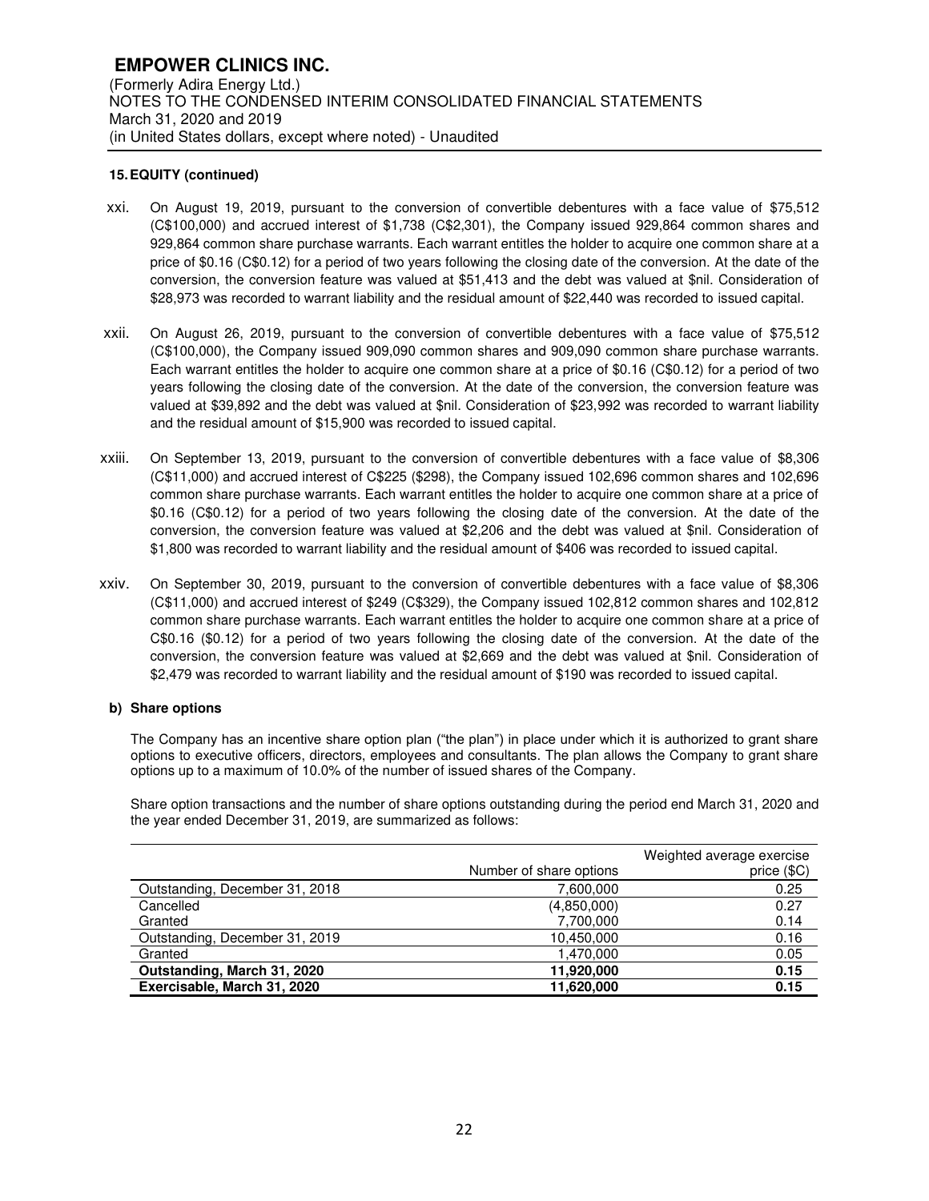**15. EQUITY (continued)**

xxi. On August 19, 2019, pursuant to the conversion of convertible debentures with a face value of $75,512 (C$100,000) and accrued interest of $1,738 (C$2,301), the Company issued 929,864 common shares and 929,864 common share purchase warrants. Each warrant entitles the holder to acquire one common share at a price of $0.16 (C$0.12) for a period of two years following the closing date of the conversion. At the date of the conversion, the conversion feature was valued at $51,413 and the debt was valued at $nil. Consideration of $28,973 was recorded to warrant liability and the residual amount of $22,440 was recorded to issued capital.

xxii. On August 26, 2019, pursuant to the conversion of convertible debentures with a face value of $75,512 (C$100,000), the Company issued 909,090 common shares and 909,090 common share purchase warrants. Each warrant entitles the holder to acquire one common share at a price of $0.16 (C$0.12) for a period of two years following the closing date of the conversion. At the date of the conversion, the conversion feature was valued at $39,892 and the debt was valued at $nil. Consideration of $23,992 was recorded to warrant liability and the residual amount of $15,900 was recorded to issued capital.

xxiii. On September 13, 2019, pursuant to the conversion of convertible debentures with a face value of $8,306 (C$11,000) and accrued interest of C$225 ($298), the Company issued 102,696 common shares and 102,696 common share purchase warrants. Each warrant entitles the holder to acquire one common share at a price of $0.16 (C$0.12) for a period of two years following the closing date of the conversion. At the date of the conversion, the conversion feature was valued at $2,206 and the debt was valued at $nil. Consideration of $1,800 was recorded to warrant liability and the residual amount of $406 was recorded to issued capital.

xxiv. On September 30, 2019, pursuant to the conversion of convertible debentures with a face value of $8,306 (C$11,000) and accrued interest of $249 (C$329), the Company issued 102,812 common shares and 102,812 common share purchase warrants. Each warrant entitles the holder to acquire one common share at a price of C$0.16 ($0.12) for a period of two years following the closing date of the conversion. At the date of the conversion, the conversion feature was valued at $2,669 and the debt was valued at $nil. Consideration of $2,479 was recorded to warrant liability and the residual amount of $190 was recorded to issued capital.

**b) Share options**

The Company has an incentive share option plan ("the plan") in place under which it is authorized to grant share options to executive officers, directors, employees and consultants. The plan allows the Company to grant share options up to a maximum of 10.0% of the number of issued shares of the Company.

Share option transactions and the number of share options outstanding during the period end March 31, 2020 and the year ended December 31, 2019, are summarized as follows:

| | Number of share options | Weighted average exercise price ($C) |
|---|---|---|
| Outstanding, December 31, 2018 | 7,600,000 | 0.25 |
| Cancelled | (4,850,000) | 0.27 |
| Granted | 7,700,000 | 0.14 |
| Outstanding, December 31, 2019 | 10,450,000 | 0.16 |
| Granted | 1,470,000 | 0.05 |
| **Outstanding, March 31, 2020** | **11,920,000** | **0.15** |
| **Exercisable, March 31, 2020** | **11,620,000** | **0.15** |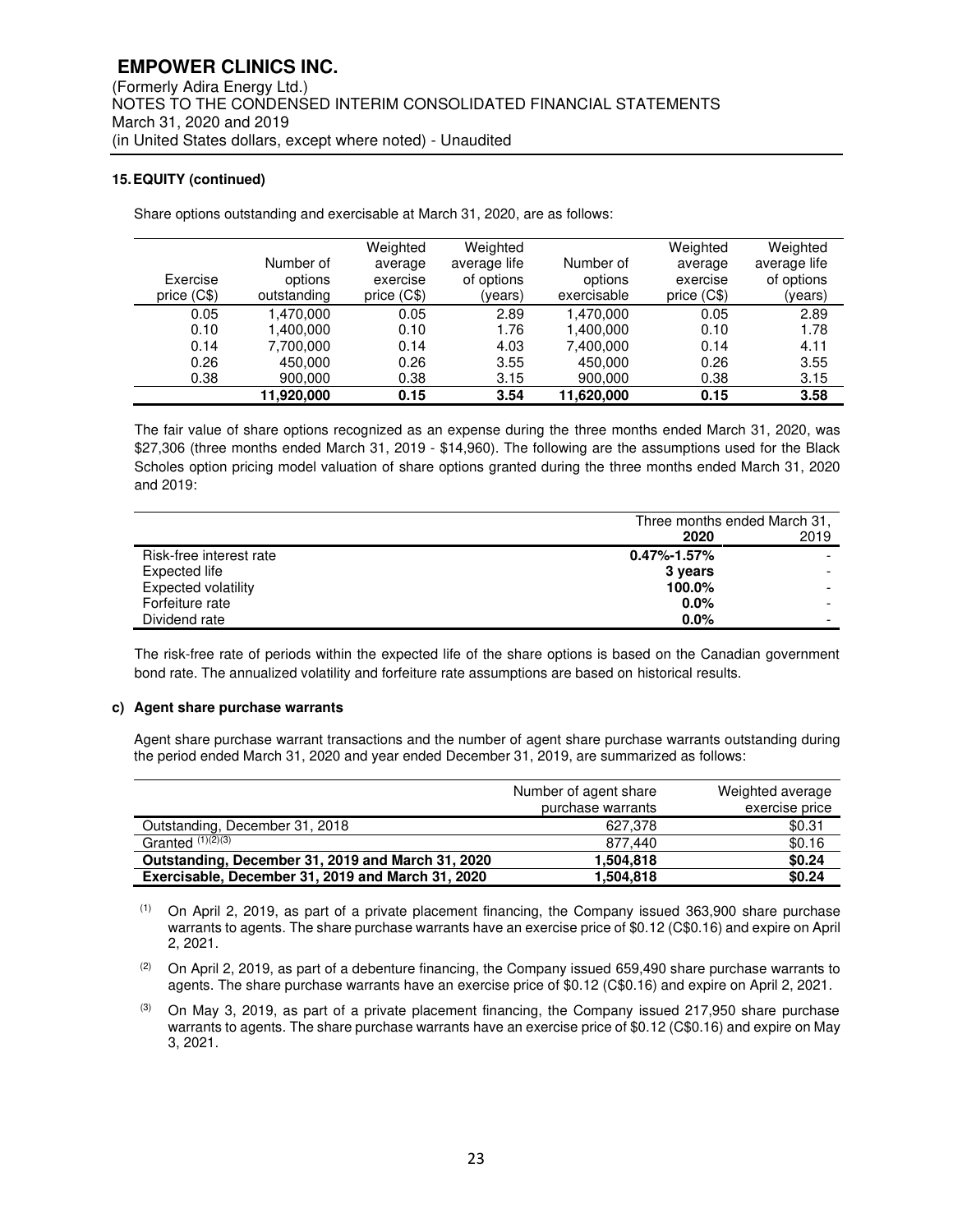### 15. EQUITY (continued)

Share options outstanding and exercisable at March 31, 2020, are as follows:

| Exercise price (C$) | Number of options outstanding | Weighted average exercise price (C$) | Weighted average life of options (years) | Number of options exercisable | Weighted average exercise price (C$) | Weighted average life of options (years) |
|---|---|---|---|---|---|---|
| 0.05 | 1,470,000 | 0.05 | 2.89 | 1,470,000 | 0.05 | 2.89 |
| 0.10 | 1,400,000 | 0.10 | 1.76 | 1,400,000 | 0.10 | 1.78 |
| 0.14 | 7,700,000 | 0.14 | 4.03 | 7,400,000 | 0.14 | 4.11 |
| 0.26 | 450,000 | 0.26 | 3.55 | 450,000 | 0.26 | 3.55 |
| 0.38 | 900,000 | 0.38 | 3.15 | 900,000 | 0.38 | 3.15 |
| | **11,920,000** | **0.15** | **3.54** | **11,620,000** | **0.15** | **3.58** |

The fair value of share options recognized as an expense during the three months ended March 31, 2020, was $27,306 (three months ended March 31, 2019 - $14,960). The following are the assumptions used for the Black Scholes option pricing model valuation of share options granted during the three months ended March 31, 2020 and 2019:

| | Three months ended March 31, 2020 | 2019 |
|---|---|---|
| Risk-free interest rate | **0.47%-1.57%** | - |
| Expected life | **3 years** | - |
| Expected volatility | **100.0%** | - |
| Forfeiture rate | **0.0%** | - |
| Dividend rate | **0.0%** | - |

The risk-free rate of periods within the expected life of the share options is based on the Canadian government bond rate. The annualized volatility and forfeiture rate assumptions are based on historical results.

**c) Agent share purchase warrants**

Agent share purchase warrant transactions and the number of agent share purchase warrants outstanding during the period ended March 31, 2020 and year ended December 31, 2019, are summarized as follows:

| | Number of agent share purchase warrants | Weighted average exercise price |
|---|---|---|
| Outstanding, December 31, 2018 | 627,378 | $0.31 |
| Granted [(1)(2)(3)] | 877,440 | $0.16 |
| **Outstanding, December 31, 2019 and March 31, 2020** | **1,504,818** | **$0.24** |
| **Exercisable, December 31, 2019 and March 31, 2020** | **1,504,818** | **$0.24** |

(1) On April 2, 2019, as part of a private placement financing, the Company issued 363,900 share purchase warrants to agents. The share purchase warrants have an exercise price of $0.12 (C$0.16) and expire on April 2, 2021.

(2) On April 2, 2019, as part of a debenture financing, the Company issued 659,490 share purchase warrants to agents. The share purchase warrants have an exercise price of $0.12 (C$0.16) and expire on April 2, 2021.

(3) On May 3, 2019, as part of a private placement financing, the Company issued 217,950 share purchase warrants to agents. The share purchase warrants have an exercise price of $0.12 (C$0.16) and expire on May 3, 2021.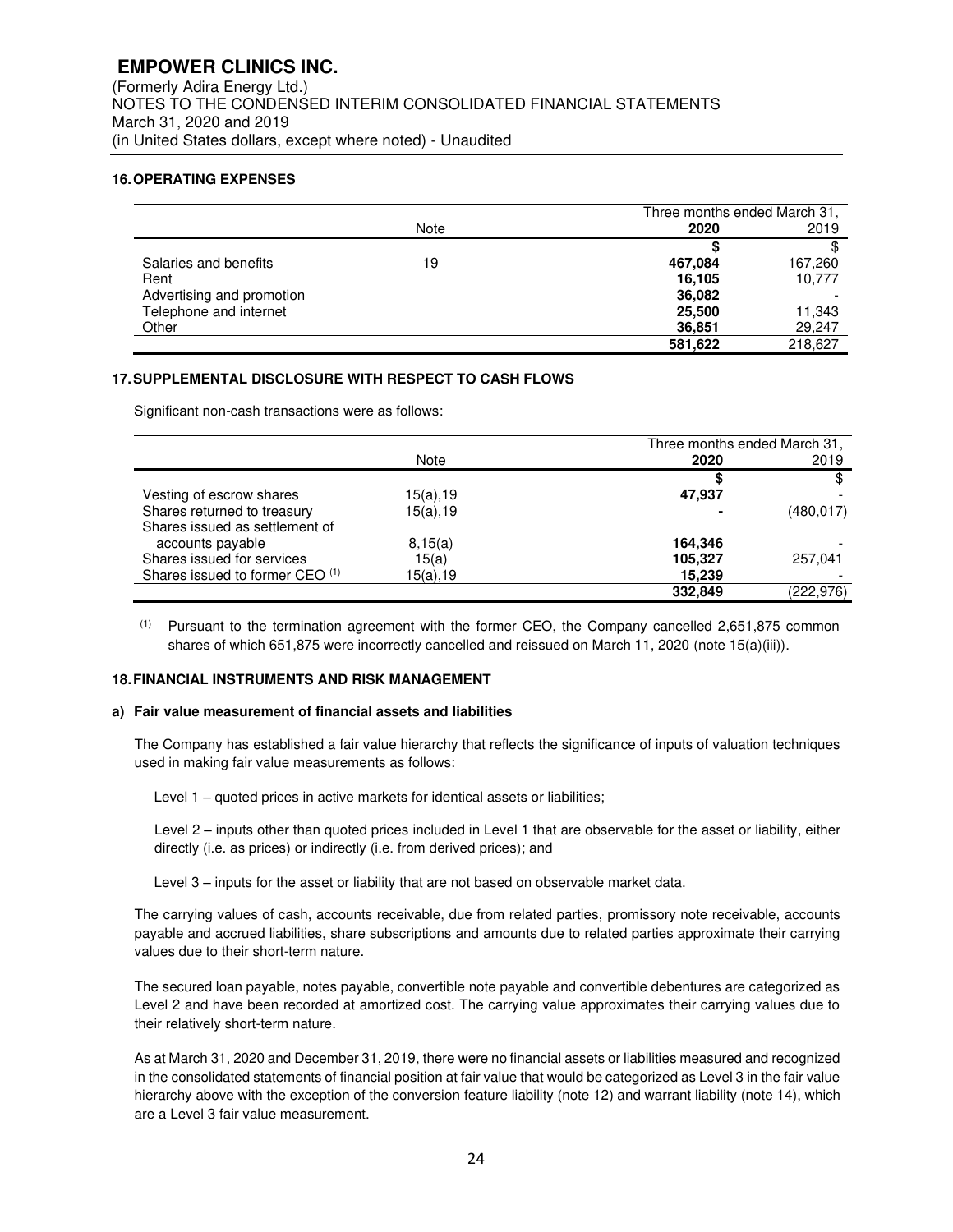**EMPOWER CLINICS INC.**
(Formerly Adira Energy Ltd.)
NOTES TO THE CONDENSED INTERIM CONSOLIDATED FINANCIAL STATEMENTS
March 31, 2020 and 2019
(in United States dollars, except where noted) - Unaudited

## 16. OPERATING EXPENSES

| | Note | Three months ended March 31, 2020 | 2019 |
|---|---|---|---|
| | | **$** | $ |
| Salaries and benefits | 19 | **467,084** | 167,260 |
| Rent | | **16,105** | 10,777 |
| Advertising and promotion | | **36,082** | - |
| Telephone and internet | | **25,500** | 11,343 |
| Other | | **36,851** | 29,247 |
| | | **581,622** | 218,627 |

## 17. SUPPLEMENTAL DISCLOSURE WITH RESPECT TO CASH FLOWS

Significant non-cash transactions were as follows:

| | Note | Three months ended March 31, 2020 | 2019 |
|---|---|---|---|
| | | **$** | $ |
| Vesting of escrow shares | 15(a),19 | **47,937** | - |
| Shares returned to treasury | 15(a),19 | **-** | (480,017) |
| Shares issued as settlement of accounts payable | 8,15(a) | **164,346** | - |
| Shares issued for services | 15(a) | **105,327** | 257,041 |
| Shares issued to former CEO [1] | 15(a),19 | **15,239** | - |
| | | **332,849** | (222,976) |

[1] Pursuant to the termination agreement with the former CEO, the Company cancelled 2,651,875 common shares of which 651,875 were incorrectly cancelled and reissued on March 11, 2020 (note 15(a)(iii)).

## 18. FINANCIAL INSTRUMENTS AND RISK MANAGEMENT

### a) Fair value measurement of financial assets and liabilities

The Company has established a fair value hierarchy that reflects the significance of inputs of valuation techniques used in making fair value measurements as follows:

Level 1 – quoted prices in active markets for identical assets or liabilities;

Level 2 – inputs other than quoted prices included in Level 1 that are observable for the asset or liability, either directly (i.e. as prices) or indirectly (i.e. from derived prices); and

Level 3 – inputs for the asset or liability that are not based on observable market data.

The carrying values of cash, accounts receivable, due from related parties, promissory note receivable, accounts payable and accrued liabilities, share subscriptions and amounts due to related parties approximate their carrying values due to their short-term nature.

The secured loan payable, notes payable, convertible note payable and convertible debentures are categorized as Level 2 and have been recorded at amortized cost. The carrying value approximates their carrying values due to their relatively short-term nature.

As at March 31, 2020 and December 31, 2019, there were no financial assets or liabilities measured and recognized in the consolidated statements of financial position at fair value that would be categorized as Level 3 in the fair value hierarchy above with the exception of the conversion feature liability (note 12) and warrant liability (note 14), which are a Level 3 fair value measurement.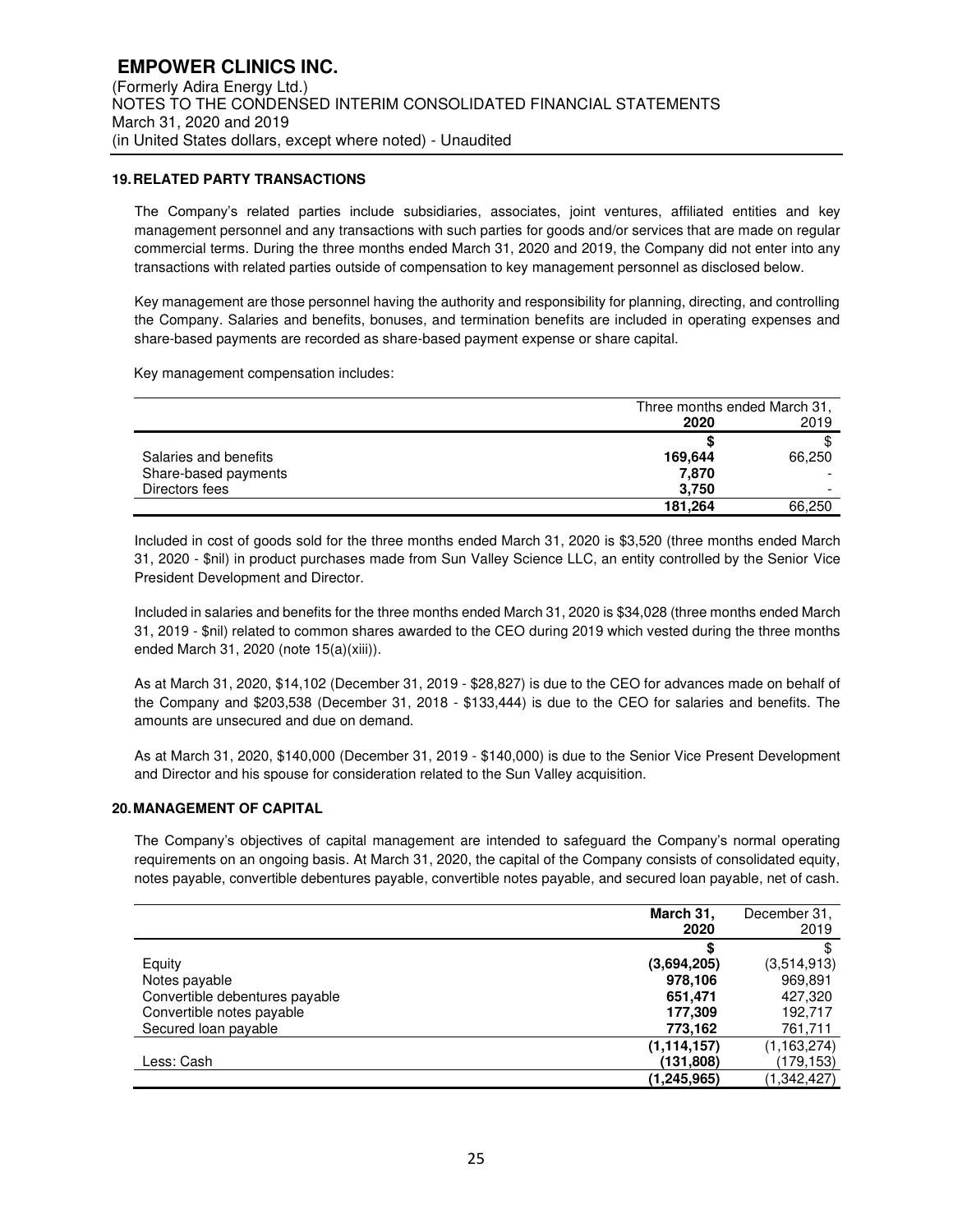## 19. RELATED PARTY TRANSACTIONS

The Company's related parties include subsidiaries, associates, joint ventures, affiliated entities and key management personnel and any transactions with such parties for goods and/or services that are made on regular commercial terms. During the three months ended March 31, 2020 and 2019, the Company did not enter into any transactions with related parties outside of compensation to key management personnel as disclosed below.

Key management are those personnel having the authority and responsibility for planning, directing, and controlling the Company. Salaries and benefits, bonuses, and termination benefits are included in operating expenses and share-based payments are recorded as share-based payment expense or share capital.

Key management compensation includes:

| | Three months ended March 31, | |
|---|---|---|
| | **2020** | 2019 |
| | **$** | $ |
| Salaries and benefits | **169,644** | 66,250 |
| Share-based payments | **7,870** | - |
| Directors fees | **3,750** | - |
| | **181,264** | 66,250 |

Included in cost of goods sold for the three months ended March 31, 2020 is $3,520 (three months ended March 31, 2020 - $nil) in product purchases made from Sun Valley Science LLC, an entity controlled by the Senior Vice President Development and Director.

Included in salaries and benefits for the three months ended March 31, 2020 is $34,028 (three months ended March 31, 2019 - $nil) related to common shares awarded to the CEO during 2019 which vested during the three months ended March 31, 2020 (note 15(a)(xiii)).

As at March 31, 2020, $14,102 (December 31, 2019 - $28,827) is due to the CEO for advances made on behalf of the Company and $203,538 (December 31, 2018 - $133,444) is due to the CEO for salaries and benefits. The amounts are unsecured and due on demand.

As at March 31, 2020, $140,000 (December 31, 2019 - $140,000) is due to the Senior Vice Present Development and Director and his spouse for consideration related to the Sun Valley acquisition.

## 20. MANAGEMENT OF CAPITAL

The Company's objectives of capital management are intended to safeguard the Company's normal operating requirements on an ongoing basis. At March 31, 2020, the capital of the Company consists of consolidated equity, notes payable, convertible debentures payable, convertible notes payable, and secured loan payable, net of cash.

| | **March 31, 2020** | December 31, 2019 |
|---|---|---|
| | **$** | $ |
| Equity | **(3,694,205)** | (3,514,913) |
| Notes payable | **978,106** | 969,891 |
| Convertible debentures payable | **651,471** | 427,320 |
| Convertible notes payable | **177,309** | 192,717 |
| Secured loan payable | **773,162** | 761,711 |
| | **(1,114,157)** | (1,163,274) |
| Less: Cash | **(131,808)** | (179,153) |
| | **(1,245,965)** | (1,342,427) |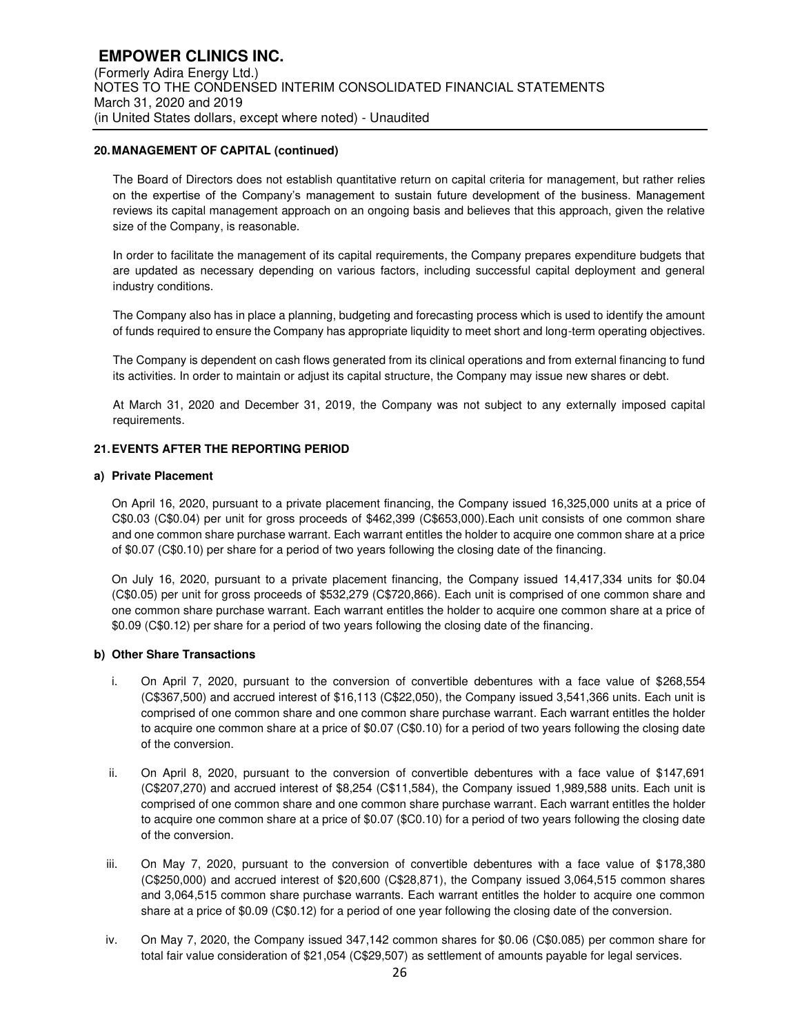## 20. MANAGEMENT OF CAPITAL (continued)

The Board of Directors does not establish quantitative return on capital criteria for management, but rather relies on the expertise of the Company's management to sustain future development of the business. Management reviews its capital management approach on an ongoing basis and believes that this approach, given the relative size of the Company, is reasonable.

In order to facilitate the management of its capital requirements, the Company prepares expenditure budgets that are updated as necessary depending on various factors, including successful capital deployment and general industry conditions.

The Company also has in place a planning, budgeting and forecasting process which is used to identify the amount of funds required to ensure the Company has appropriate liquidity to meet short and long-term operating objectives.

The Company is dependent on cash flows generated from its clinical operations and from external financing to fund its activities. In order to maintain or adjust its capital structure, the Company may issue new shares or debt.

At March 31, 2020 and December 31, 2019, the Company was not subject to any externally imposed capital requirements.

## 21. EVENTS AFTER THE REPORTING PERIOD

### a) Private Placement

On April 16, 2020, pursuant to a private placement financing, the Company issued 16,325,000 units at a price of C$0.03 (C$0.04) per unit for gross proceeds of $462,399 (C$653,000).Each unit consists of one common share and one common share purchase warrant. Each warrant entitles the holder to acquire one common share at a price of $0.07 (C$0.10) per share for a period of two years following the closing date of the financing.

On July 16, 2020, pursuant to a private placement financing, the Company issued 14,417,334 units for $0.04 (C$0.05) per unit for gross proceeds of $532,279 (C$720,866). Each unit is comprised of one common share and one common share purchase warrant. Each warrant entitles the holder to acquire one common share at a price of $0.09 (C$0.12) per share for a period of two years following the closing date of the financing.

### b) Other Share Transactions

i. On April 7, 2020, pursuant to the conversion of convertible debentures with a face value of $268,554 (C$367,500) and accrued interest of $16,113 (C$22,050), the Company issued 3,541,366 units. Each unit is comprised of one common share and one common share purchase warrant. Each warrant entitles the holder to acquire one common share at a price of $0.07 (C$0.10) for a period of two years following the closing date of the conversion.

ii. On April 8, 2020, pursuant to the conversion of convertible debentures with a face value of $147,691 (C$207,270) and accrued interest of $8,254 (C$11,584), the Company issued 1,989,588 units. Each unit is comprised of one common share and one common share purchase warrant. Each warrant entitles the holder to acquire one common share at a price of $0.07 ($C0.10) for a period of two years following the closing date of the conversion.

iii. On May 7, 2020, pursuant to the conversion of convertible debentures with a face value of $178,380 (C$250,000) and accrued interest of $20,600 (C$28,871), the Company issued 3,064,515 common shares and 3,064,515 common share purchase warrants. Each warrant entitles the holder to acquire one common share at a price of $0.09 (C$0.12) for a period of one year following the closing date of the conversion.

iv. On May 7, 2020, the Company issued 347,142 common shares for $0.06 (C$0.085) per common share for total fair value consideration of $21,054 (C$29,507) as settlement of amounts payable for legal services.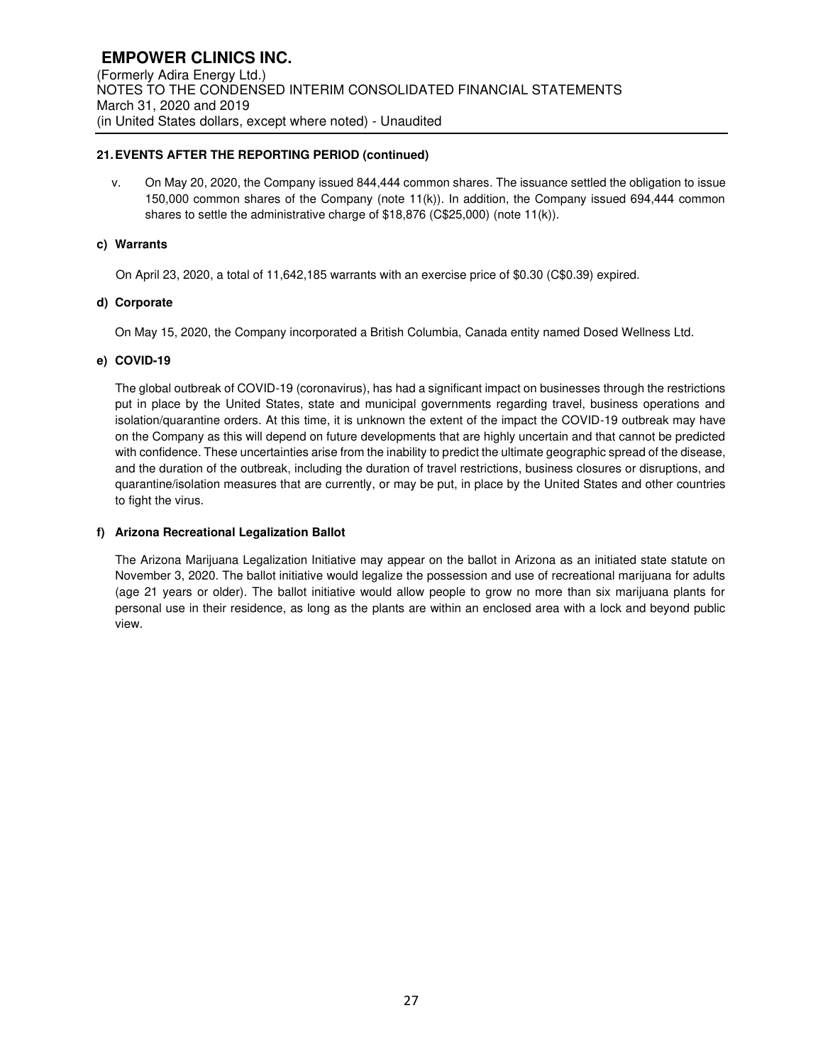## 21. EVENTS AFTER THE REPORTING PERIOD (continued)

v. On May 20, 2020, the Company issued 844,444 common shares. The issuance settled the obligation to issue 150,000 common shares of the Company (note 11(k)). In addition, the Company issued 694,444 common shares to settle the administrative charge of $18,876 (C$25,000) (note 11(k)).

### c) Warrants

On April 23, 2020, a total of 11,642,185 warrants with an exercise price of $0.30 (C$0.39) expired.

### d) Corporate

On May 15, 2020, the Company incorporated a British Columbia, Canada entity named Dosed Wellness Ltd.

### e) COVID-19

The global outbreak of COVID-19 (coronavirus), has had a significant impact on businesses through the restrictions put in place by the United States, state and municipal governments regarding travel, business operations and isolation/quarantine orders. At this time, it is unknown the extent of the impact the COVID-19 outbreak may have on the Company as this will depend on future developments that are highly uncertain and that cannot be predicted with confidence. These uncertainties arise from the inability to predict the ultimate geographic spread of the disease, and the duration of the outbreak, including the duration of travel restrictions, business closures or disruptions, and quarantine/isolation measures that are currently, or may be put, in place by the United States and other countries to fight the virus.

### f) Arizona Recreational Legalization Ballot

The Arizona Marijuana Legalization Initiative may appear on the ballot in Arizona as an initiated state statute on November 3, 2020. The ballot initiative would legalize the possession and use of recreational marijuana for adults (age 21 years or older). The ballot initiative would allow people to grow no more than six marijuana plants for personal use in their residence, as long as the plants are within an enclosed area with a lock and beyond public view.